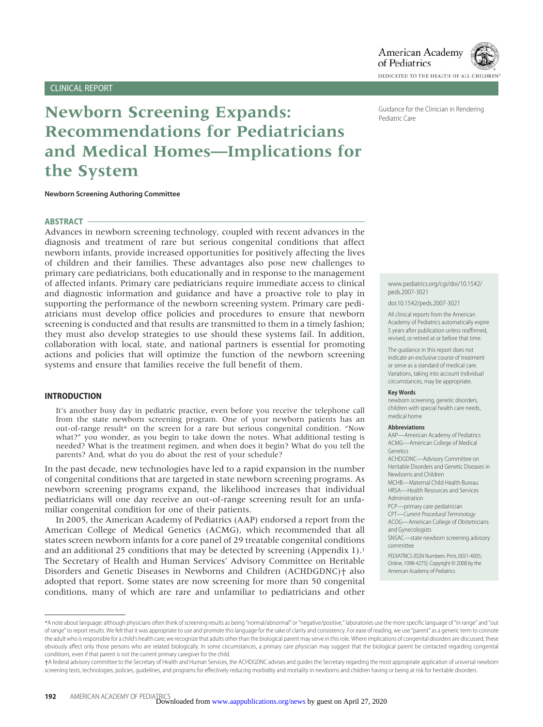CLINICAL REPORT

Guidance for the Clinician in Rendering Pediatric Care

# Newborn Screening Expands: Recommendations for Pediatricians and Medical Homes—Implications for the System

**Newborn Screening Authoring Committee**

## ABSTRACT

Advances in newborn screening technology, coupled with recent advances in the diagnosis and treatment of rare but serious congenital conditions that affect newborn infants, provide increased opportunities for positively affecting the lives of children and their families. These advantages also pose new challenges to primary care pediatricians, both educationally and in response to the management of affected infants. Primary care pediatricians require immediate access to clinical and diagnostic information and guidance and have a proactive role to play in supporting the performance of the newborn screening system. Primary care pediatricians must develop office policies and procedures to ensure that newborn screening is conducted and that results are transmitted to them in a timely fashion; they must also develop strategies to use should these systems fail. In addition, collaboration with local, state, and national partners is essential for promoting actions and policies that will optimize the function of the newborn screening systems and ensure that families receive the full benefit of them.

www.pediatrics.org/cgi/doi/10.1542/peds.2007-3021

doi:10.1542/peds.2007-3021

All clinical reports from the American Academy of Pediatrics automatically expire 5 years after publication unless reaffirmed, revised, or retired at or before that time.

The guidance in this report does not indicate an exclusive course of treatment or serve as a standard of medical care. Variations, taking into account individual circumstances, may be appropriate.

**Key Words**

newborn screening, genetic disorders, children with special health care needs, medical home

**Abbreviations**

AAP—American Academy of Pediatrics
ACMG—American College of Medical Genetics
ACHDGDNC—Advisory Committee on Heritable Disorders and Genetic Diseases in Newborns and Children
MCHB—Maternal Child Health Bureau
HRSA—Health Resources and Services Administration
PCP—primary care pediatrician
CPT—*Current Procedural Terminology*
ACOG—American College of Obstetricians and Gynecologists
SNSAC—state newborn screening advisory committee

PEDIATRICS (ISSN Numbers: Print, 0031-4005; Online, 1098-4275). Copyright © 2008 by the American Academy of Pediatrics

## INTRODUCTION

It's another busy day in pediatric practice, even before you receive the telephone call from the state newborn screening program. One of your newborn patients has an out-of-range result* on the screen for a rare but serious congenital condition. "Now what?" you wonder, as you begin to take down the notes. What additional testing is needed? What is the treatment regimen, and when does it begin? What do you tell the parents? And, what do you do about the rest of your schedule?

In the past decade, new technologies have led to a rapid expansion in the number of congenital conditions that are targeted in state newborn screening programs. As newborn screening programs expand, the likelihood increases that individual pediatricians will one day receive an out-of-range screening result for an unfamiliar congenital condition for one of their patients.

In 2005, the American Academy of Pediatrics (AAP) endorsed a report from the American College of Medical Genetics (ACMG), which recommended that all states screen newborn infants for a core panel of 29 treatable congenital conditions and an additional 25 conditions that may be detected by screening (Appendix 1).[1] The Secretary of Health and Human Services' Advisory Committee on Heritable Disorders and Genetic Diseases in Newborns and Children (ACHDGDNC)† also adopted that report. Some states are now screening for more than 50 congenital conditions, many of which are rare and unfamiliar to pediatricians and other

*A note about language: although physicians often think of screening results as being "normal/abnormal" or "negative/positive," laboratories use the more specific language of "in range" and "out of range" to report results. We felt that it was appropriate to use and promote this language for the sake of clarity and consistency. For ease of reading, we use "parent" as a generic term to connote the adult who is responsible for a child's health care; we recognize that adults other than the biological parent may serve in this role. Where implications of congenital disorders are discussed, these obviously affect only those persons who are related biologically. In some circumstances, a primary care physician may suggest that the biological parent be contacted regarding congenital conditions, even if that parent is not the current primary caregiver for the child.

†A federal advisory committee to the Secretary of Health and Human Services, the ACHDGDNC advises and guides the Secretary regarding the most appropriate application of universal newborn screening tests, technologies, policies, guidelines, and programs for effectively reducing morbidity and mortality in newborns and children having or being at risk for heritable disorders.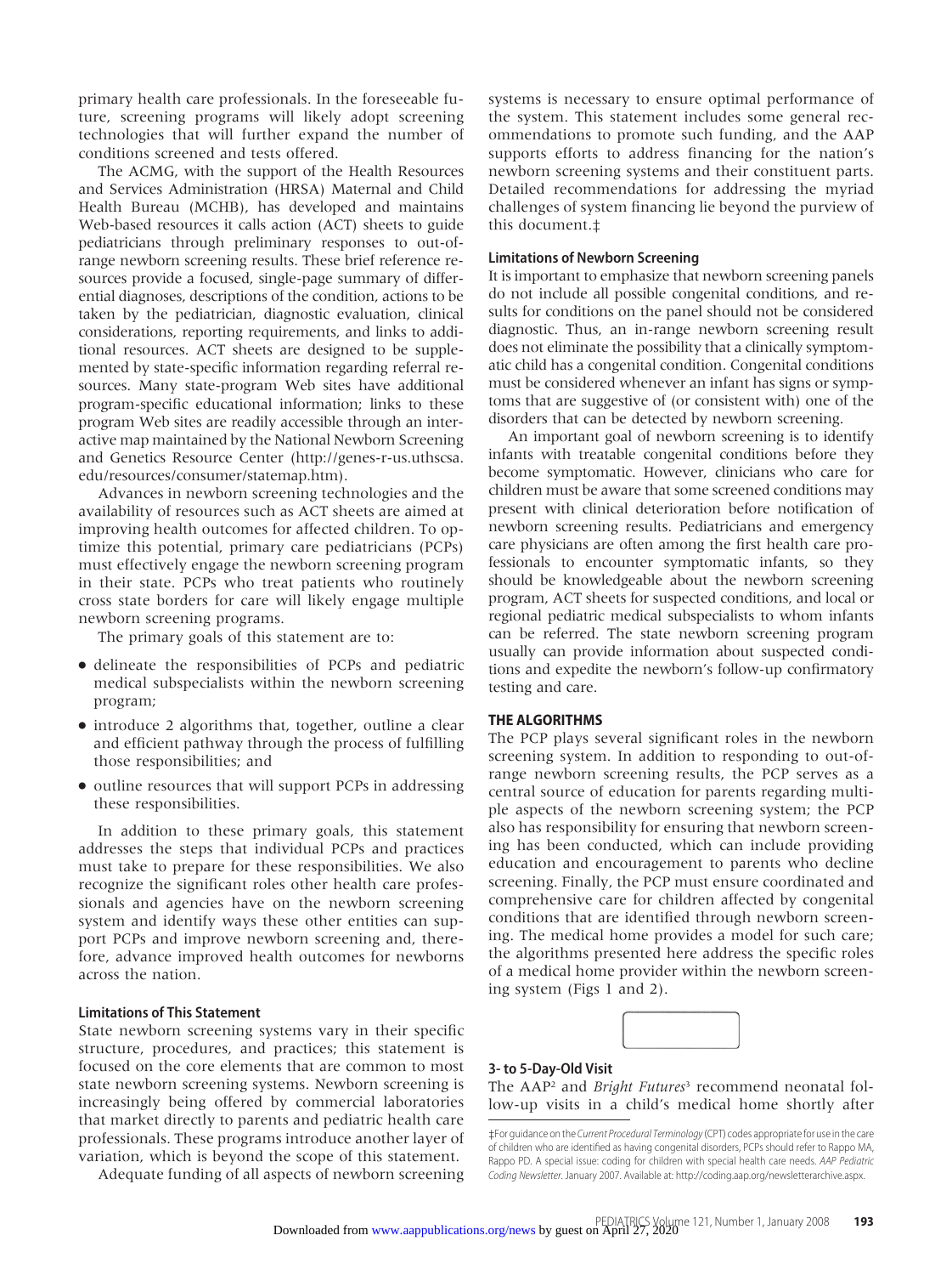primary health care professionals. In the foreseeable future, screening programs will likely adopt screening technologies that will further expand the number of conditions screened and tests offered.

The ACMG, with the support of the Health Resources and Services Administration (HRSA) Maternal and Child Health Bureau (MCHB), has developed and maintains Web-based resources it calls action (ACT) sheets to guide pediatricians through preliminary responses to out-of-range newborn screening results. These brief reference resources provide a focused, single-page summary of differential diagnoses, descriptions of the condition, actions to be taken by the pediatrician, diagnostic evaluation, clinical considerations, reporting requirements, and links to additional resources. ACT sheets are designed to be supplemented by state-specific information regarding referral resources. Many state-program Web sites have additional program-specific educational information; links to these program Web sites are readily accessible through an interactive map maintained by the National Newborn Screening and Genetics Resource Center (http://genes-r-us.uthscsa.edu/resources/consumer/statemap.htm).

Advances in newborn screening technologies and the availability of resources such as ACT sheets are aimed at improving health outcomes for affected children. To optimize this potential, primary care pediatricians (PCPs) must effectively engage the newborn screening program in their state. PCPs who treat patients who routinely cross state borders for care will likely engage multiple newborn screening programs.

The primary goals of this statement are to:

- delineate the responsibilities of PCPs and pediatric medical subspecialists within the newborn screening program;
- introduce 2 algorithms that, together, outline a clear and efficient pathway through the process of fulfilling those responsibilities; and
- outline resources that will support PCPs in addressing these responsibilities.

In addition to these primary goals, this statement addresses the steps that individual PCPs and practices must take to prepare for these responsibilities. We also recognize the significant roles other health care professionals and agencies have on the newborn screening system and identify ways these other entities can support PCPs and improve newborn screening and, therefore, advance improved health outcomes for newborns across the nation.

### Limitations of This Statement

State newborn screening systems vary in their specific structure, procedures, and practices; this statement is focused on the core elements that are common to most state newborn screening systems. Newborn screening is increasingly being offered by commercial laboratories that market directly to parents and pediatric health care professionals. These programs introduce another layer of variation, which is beyond the scope of this statement.

Adequate funding of all aspects of newborn screening systems is necessary to ensure optimal performance of the system. This statement includes some general recommendations to promote such funding, and the AAP supports efforts to address financing for the nation's newborn screening systems and their constituent parts. Detailed recommendations for addressing the myriad challenges of system financing lie beyond the purview of this document.‡

### Limitations of Newborn Screening

It is important to emphasize that newborn screening panels do not include all possible congenital conditions, and results for conditions on the panel should not be considered diagnostic. Thus, an in-range newborn screening result does not eliminate the possibility that a clinically symptomatic child has a congenital condition. Congenital conditions must be considered whenever an infant has signs or symptoms that are suggestive of (or consistent with) one of the disorders that can be detected by newborn screening.

An important goal of newborn screening is to identify infants with treatable congenital conditions before they become symptomatic. However, clinicians who care for children must be aware that some screened conditions may present with clinical deterioration before notification of newborn screening results. Pediatricians and emergency care physicians are often among the first health care professionals to encounter symptomatic infants, so they should be knowledgeable about the newborn screening program, ACT sheets for suspected conditions, and local or regional pediatric medical subspecialists to whom infants can be referred. The state newborn screening program usually can provide information about suspected conditions and expedite the newborn's follow-up confirmatory testing and care.

## THE ALGORITHMS

The PCP plays several significant roles in the newborn screening system. In addition to responding to out-of-range newborn screening results, the PCP serves as a central source of education for parents regarding multiple aspects of the newborn screening system; the PCP also has responsibility for ensuring that newborn screening has been conducted, which can include providing education and encouragement to parents who decline screening. Finally, the PCP must ensure coordinated and comprehensive care for children affected by congenital conditions that are identified through newborn screening. The medical home provides a model for such care; the algorithms presented here address the specific roles of a medical home provider within the newborn screening system (Figs 1 and 2).

### 3- to 5-Day-Old Visit

The AAP[2] and *Bright Futures*[3] recommend neonatal follow-up visits in a child's medical home shortly after

‡For guidance on the *Current Procedural Terminology* (CPT) codes appropriate for use in the care of children who are identified as having congenital disorders, PCPs should refer to Rappo MA, Rappo PD. A special issue: coding for children with special health care needs. *AAP Pediatric Coding Newsletter*. January 2007. Available at: http://coding.aap.org/newsletterarchive.aspx.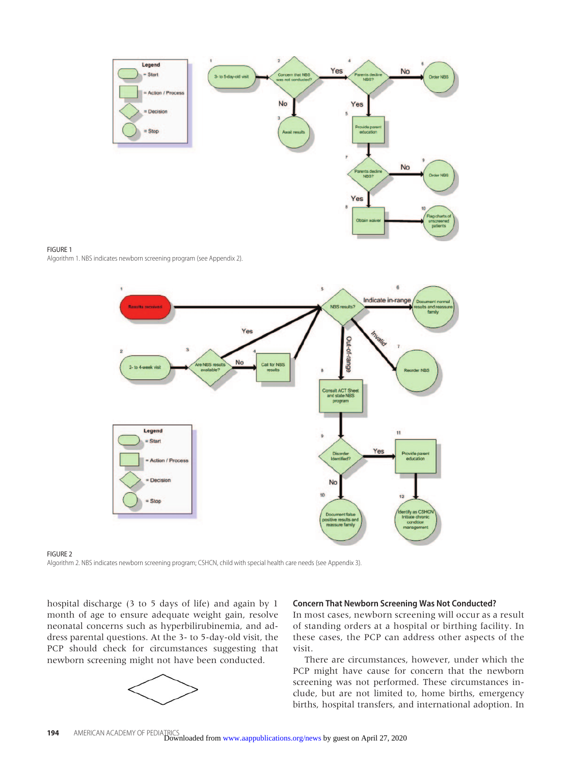FIGURE 1
Algorithm 1. NBS indicates newborn screening program (see Appendix 2).

FIGURE 2
Algorithm 2. NBS indicates newborn screening program; CSHCN, child with special health care needs (see Appendix 3).

hospital discharge (3 to 5 days of life) and again by 1 month of age to ensure adequate weight gain, resolve neonatal concerns such as hyperbilirubinemia, and address parental questions. At the 3- to 5-day-old visit, the PCP should check for circumstances suggesting that newborn screening might not have been conducted.

### Concern That Newborn Screening Was Not Conducted?

In most cases, newborn screening will occur as a result of standing orders at a hospital or birthing facility. In these cases, the PCP can address other aspects of the visit.

There are circumstances, however, under which the PCP might have cause for concern that the newborn screening was not performed. These circumstances include, but are not limited to, home births, emergency births, hospital transfers, and international adoption. In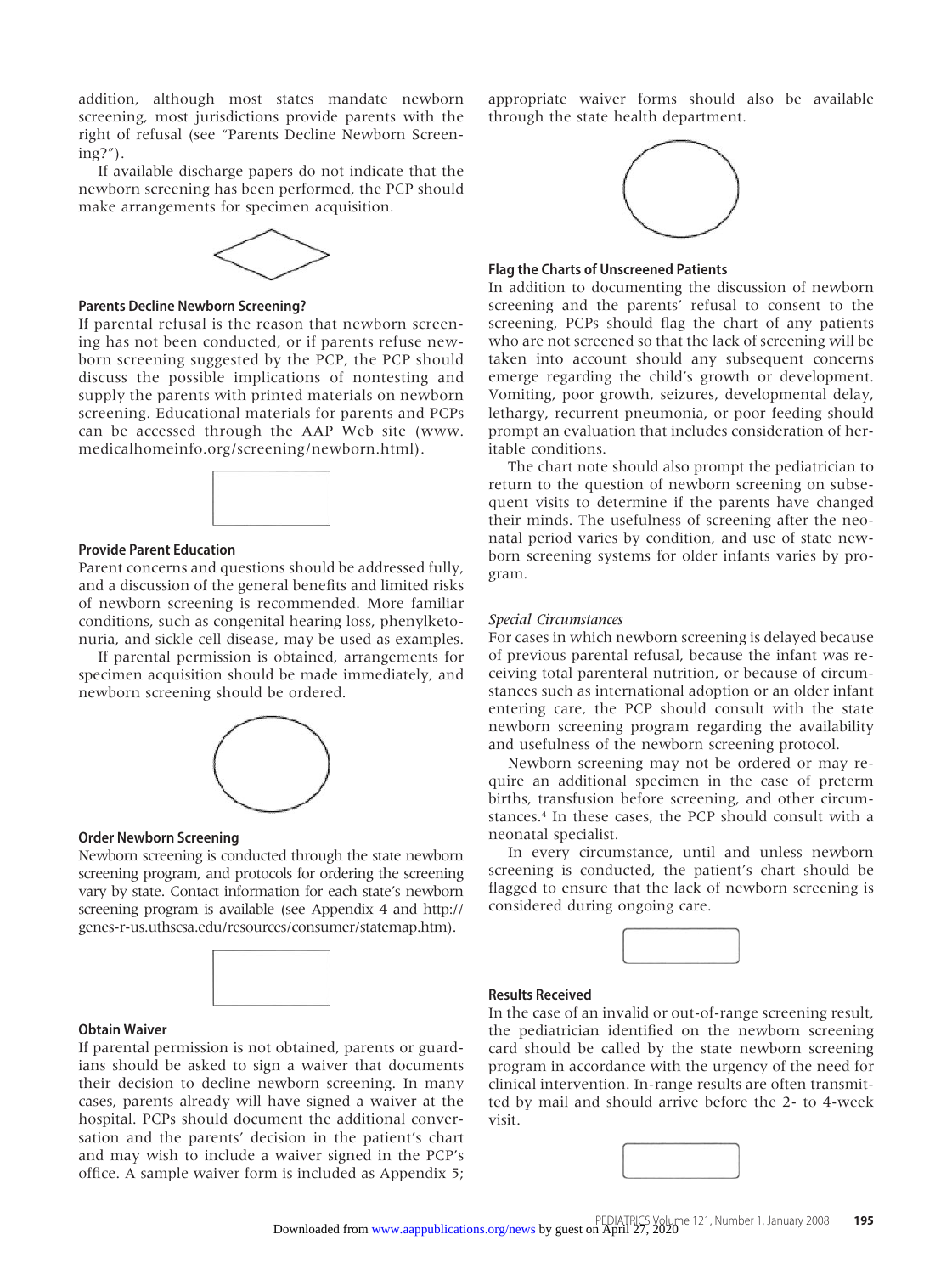addition, although most states mandate newborn screening, most jurisdictions provide parents with the right of refusal (see "Parents Decline Newborn Screening?").

If available discharge papers do not indicate that the newborn screening has been performed, the PCP should make arrangements for specimen acquisition.

### Parents Decline Newborn Screening?

If parental refusal is the reason that newborn screening has not been conducted, or if parents refuse newborn screening suggested by the PCP, the PCP should discuss the possible implications of nontesting and supply the parents with printed materials on newborn screening. Educational materials for parents and PCPs can be accessed through the AAP Web site (www.medicalhomeinfo.org/screening/newborn.html).

### Provide Parent Education

Parent concerns and questions should be addressed fully, and a discussion of the general benefits and limited risks of newborn screening is recommended. More familiar conditions, such as congenital hearing loss, phenylketonuria, and sickle cell disease, may be used as examples.

If parental permission is obtained, arrangements for specimen acquisition should be made immediately, and newborn screening should be ordered.

### Order Newborn Screening

Newborn screening is conducted through the state newborn screening program, and protocols for ordering the screening vary by state. Contact information for each state's newborn screening program is available (see Appendix 4 and http://genes-r-us.uthscsa.edu/resources/consumer/statemap.htm).

### Obtain Waiver

If parental permission is not obtained, parents or guardians should be asked to sign a waiver that documents their decision to decline newborn screening. In many cases, parents already will have signed a waiver at the hospital. PCPs should document the additional conversation and the parents' decision in the patient's chart and may wish to include a waiver signed in the PCP's office. A sample waiver form is included as Appendix 5; appropriate waiver forms should also be available through the state health department.

### Flag the Charts of Unscreened Patients

In addition to documenting the discussion of newborn screening and the parents' refusal to consent to the screening, PCPs should flag the chart of any patients who are not screened so that the lack of screening will be taken into account should any subsequent concerns emerge regarding the child's growth or development. Vomiting, poor growth, seizures, developmental delay, lethargy, recurrent pneumonia, or poor feeding should prompt an evaluation that includes consideration of heritable conditions.

The chart note should also prompt the pediatrician to return to the question of newborn screening on subsequent visits to determine if the parents have changed their minds. The usefulness of screening after the neonatal period varies by condition, and use of state newborn screening systems for older infants varies by program.

#### *Special Circumstances*

For cases in which newborn screening is delayed because of previous parental refusal, because the infant was receiving total parenteral nutrition, or because of circumstances such as international adoption or an older infant entering care, the PCP should consult with the state newborn screening program regarding the availability and usefulness of the newborn screening protocol.

Newborn screening may not be ordered or may require an additional specimen in the case of preterm births, transfusion before screening, and other circumstances.[4] In these cases, the PCP should consult with a neonatal specialist.

In every circumstance, until and unless newborn screening is conducted, the patient's chart should be flagged to ensure that the lack of newborn screening is considered during ongoing care.

### Results Received

In the case of an invalid or out-of-range screening result, the pediatrician identified on the newborn screening card should be called by the state newborn screening program in accordance with the urgency of the need for clinical intervention. In-range results are often transmitted by mail and should arrive before the 2- to 4-week visit.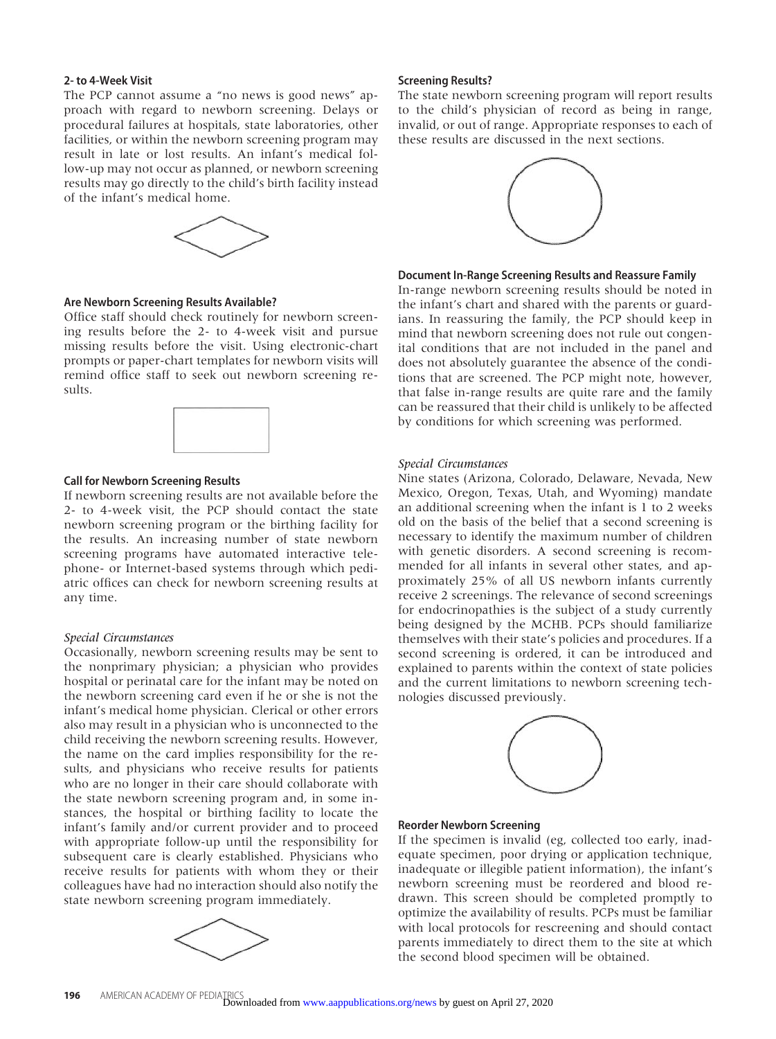### 2- to 4-Week Visit

The PCP cannot assume a "no news is good news" approach with regard to newborn screening. Delays or procedural failures at hospitals, state laboratories, other facilities, or within the newborn screening program may result in late or lost results. An infant's medical follow-up may not occur as planned, or newborn screening results may go directly to the child's birth facility instead of the infant's medical home.

### Are Newborn Screening Results Available?

Office staff should check routinely for newborn screening results before the 2- to 4-week visit and pursue missing results before the visit. Using electronic-chart prompts or paper-chart templates for newborn visits will remind office staff to seek out newborn screening results.

### Call for Newborn Screening Results

If newborn screening results are not available before the 2- to 4-week visit, the PCP should contact the state newborn screening program or the birthing facility for the results. An increasing number of state newborn screening programs have automated interactive telephone- or Internet-based systems through which pediatric offices can check for newborn screening results at any time.

*Special Circumstances*

Occasionally, newborn screening results may be sent to the nonprimary physician; a physician who provides hospital or perinatal care for the infant may be noted on the newborn screening card even if he or she is not the infant's medical home physician. Clerical or other errors also may result in a physician who is unconnected to the child receiving the newborn screening results. However, the name on the card implies responsibility for the results, and physicians who receive results for patients who are no longer in their care should collaborate with the state newborn screening program and, in some instances, the hospital or birthing facility to locate the infant's family and/or current provider and to proceed with appropriate follow-up until the responsibility for subsequent care is clearly established. Physicians who receive results for patients with whom they or their colleagues have had no interaction should also notify the state newborn screening program immediately.

### Screening Results?

The state newborn screening program will report results to the child's physician of record as being in range, invalid, or out of range. Appropriate responses to each of these results are discussed in the next sections.

### Document In-Range Screening Results and Reassure Family

In-range newborn screening results should be noted in the infant's chart and shared with the parents or guardians. In reassuring the family, the PCP should keep in mind that newborn screening does not rule out congenital conditions that are not included in the panel and does not absolutely guarantee the absence of the conditions that are screened. The PCP might note, however, that false in-range results are quite rare and the family can be reassured that their child is unlikely to be affected by conditions for which screening was performed.

*Special Circumstances*

Nine states (Arizona, Colorado, Delaware, Nevada, New Mexico, Oregon, Texas, Utah, and Wyoming) mandate an additional screening when the infant is 1 to 2 weeks old on the basis of the belief that a second screening is necessary to identify the maximum number of children with genetic disorders. A second screening is recommended for all infants in several other states, and approximately 25% of all US newborn infants currently receive 2 screenings. The relevance of second screenings for endocrinopathies is the subject of a study currently being designed by the MCHB. PCPs should familiarize themselves with their state's policies and procedures. If a second screening is ordered, it can be introduced and explained to parents within the context of state policies and the current limitations to newborn screening technologies discussed previously.

### Reorder Newborn Screening

If the specimen is invalid (eg, collected too early, inadequate specimen, poor drying or application technique, inadequate or illegible patient information), the infant's newborn screening must be reordered and blood redrawn. This screen should be completed promptly to optimize the availability of results. PCPs must be familiar with local protocols for rescreening and should contact parents immediately to direct them to the site at which the second blood specimen will be obtained.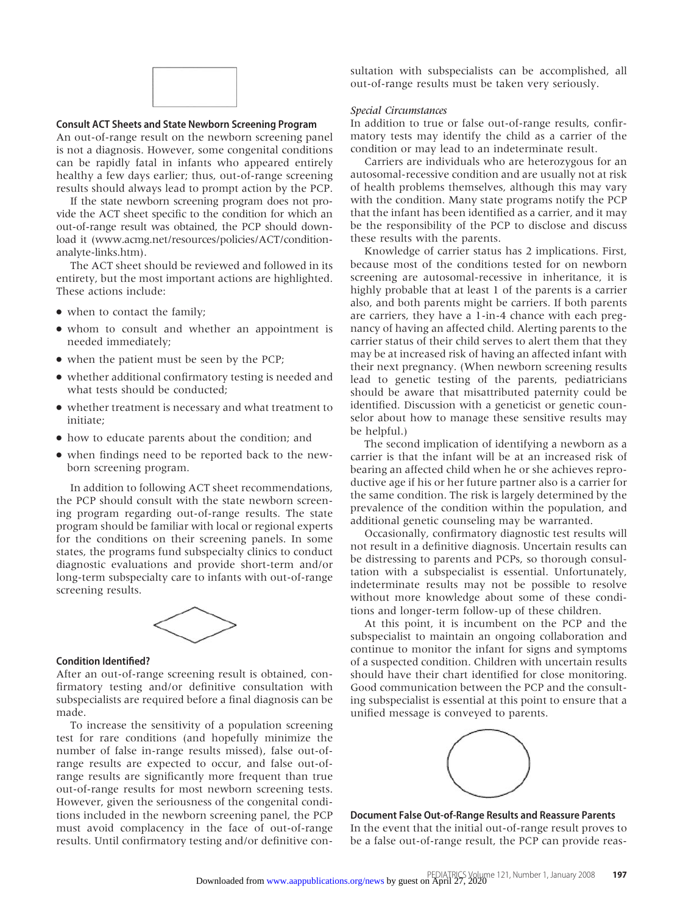### Consult ACT Sheets and State Newborn Screening Program

An out-of-range result on the newborn screening panel is not a diagnosis. However, some congenital conditions can be rapidly fatal in infants who appeared entirely healthy a few days earlier; thus, out-of-range screening results should always lead to prompt action by the PCP.

If the state newborn screening program does not provide the ACT sheet specific to the condition for which an out-of-range result was obtained, the PCP should download it (www.acmg.net/resources/policies/ACT/condition-analyte-links.htm).

The ACT sheet should be reviewed and followed in its entirety, but the most important actions are highlighted. These actions include:

- when to contact the family;
- whom to consult and whether an appointment is needed immediately;
- when the patient must be seen by the PCP;
- whether additional confirmatory testing is needed and what tests should be conducted;
- whether treatment is necessary and what treatment to initiate;
- how to educate parents about the condition; and
- when findings need to be reported back to the newborn screening program.

In addition to following ACT sheet recommendations, the PCP should consult with the state newborn screening program regarding out-of-range results. The state program should be familiar with local or regional experts for the conditions on their screening panels. In some states, the programs fund subspecialty clinics to conduct diagnostic evaluations and provide short-term and/or long-term subspecialty care to infants with out-of-range screening results.

### Condition Identified?

After an out-of-range screening result is obtained, confirmatory testing and/or definitive consultation with subspecialists are required before a final diagnosis can be made.

To increase the sensitivity of a population screening test for rare conditions (and hopefully minimize the number of false in-range results missed), false out-of-range results are expected to occur, and false out-of-range results are significantly more frequent than true out-of-range results for most newborn screening tests. However, given the seriousness of the congenital conditions included in the newborn screening panel, the PCP must avoid complacency in the face of out-of-range results. Until confirmatory testing and/or definitive consultation with subspecialists can be accomplished, all out-of-range results must be taken very seriously.

#### *Special Circumstances*

In addition to true or false out-of-range results, confirmatory tests may identify the child as a carrier of the condition or may lead to an indeterminate result.

Carriers are individuals who are heterozygous for an autosomal-recessive condition and are usually not at risk of health problems themselves, although this may vary with the condition. Many state programs notify the PCP that the infant has been identified as a carrier, and it may be the responsibility of the PCP to disclose and discuss these results with the parents.

Knowledge of carrier status has 2 implications. First, because most of the conditions tested for on newborn screening are autosomal-recessive in inheritance, it is highly probable that at least 1 of the parents is a carrier also, and both parents might be carriers. If both parents are carriers, they have a 1-in-4 chance with each pregnancy of having an affected child. Alerting parents to the carrier status of their child serves to alert them that they may be at increased risk of having an affected infant with their next pregnancy. (When newborn screening results lead to genetic testing of the parents, pediatricians should be aware that misattributed paternity could be identified. Discussion with a geneticist or genetic counselor about how to manage these sensitive results may be helpful.)

The second implication of identifying a newborn as a carrier is that the infant will be at an increased risk of bearing an affected child when he or she achieves reproductive age if his or her future partner also is a carrier for the same condition. The risk is largely determined by the prevalence of the condition within the population, and additional genetic counseling may be warranted.

Occasionally, confirmatory diagnostic test results will not result in a definitive diagnosis. Uncertain results can be distressing to parents and PCPs, so thorough consultation with a subspecialist is essential. Unfortunately, indeterminate results may not be possible to resolve without more knowledge about some of these conditions and longer-term follow-up of these children.

At this point, it is incumbent on the PCP and the subspecialist to maintain an ongoing collaboration and continue to monitor the infant for signs and symptoms of a suspected condition. Children with uncertain results should have their chart identified for close monitoring. Good communication between the PCP and the consulting subspecialist is essential at this point to ensure that a unified message is conveyed to parents.

### Document False Out-of-Range Results and Reassure Parents

In the event that the initial out-of-range result proves to be a false out-of-range result, the PCP can provide reas-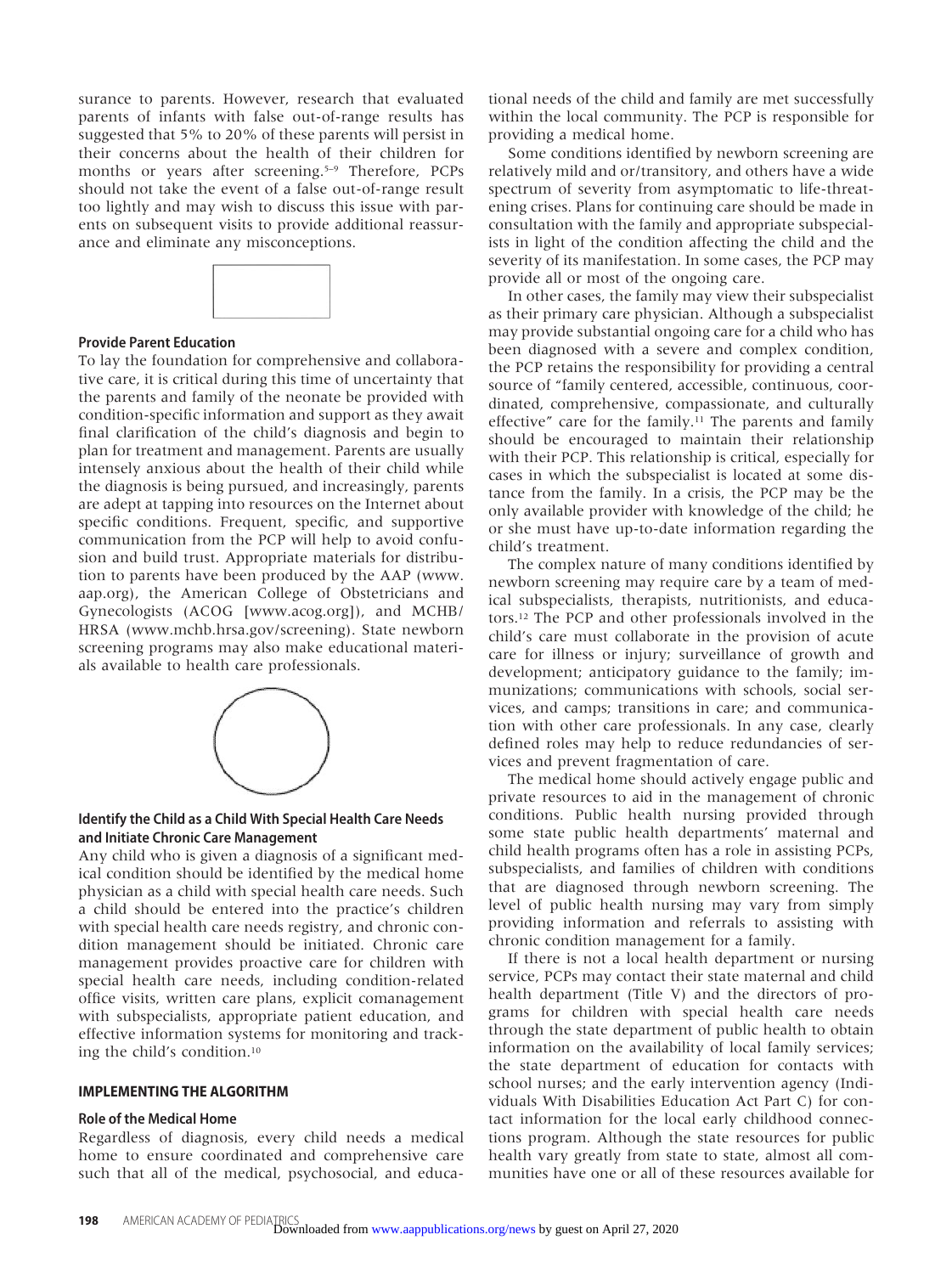surance to parents. However, research that evaluated parents of infants with false out-of-range results has suggested that 5% to 20% of these parents will persist in their concerns about the health of their children for months or years after screening.[5–9] Therefore, PCPs should not take the event of a false out-of-range result too lightly and may wish to discuss this issue with parents on subsequent visits to provide additional reassurance and eliminate any misconceptions.

#### Provide Parent Education

To lay the foundation for comprehensive and collaborative care, it is critical during this time of uncertainty that the parents and family of the neonate be provided with condition-specific information and support as they await final clarification of the child's diagnosis and begin to plan for treatment and management. Parents are usually intensely anxious about the health of their child while the diagnosis is being pursued, and increasingly, parents are adept at tapping into resources on the Internet about specific conditions. Frequent, specific, and supportive communication from the PCP will help to avoid confusion and build trust. Appropriate materials for distribution to parents have been produced by the AAP (www.aap.org), the American College of Obstetricians and Gynecologists (ACOG [www.acog.org]), and MCHB/HRSA (www.mchb.hrsa.gov/screening). State newborn screening programs may also make educational materials available to health care professionals.

#### Identify the Child as a Child With Special Health Care Needs and Initiate Chronic Care Management

Any child who is given a diagnosis of a significant medical condition should be identified by the medical home physician as a child with special health care needs. Such a child should be entered into the practice's children with special health care needs registry, and chronic condition management should be initiated. Chronic care management provides proactive care for children with special health care needs, including condition-related office visits, written care plans, explicit comanagement with subspecialists, appropriate patient education, and effective information systems for monitoring and tracking the child's condition.[10]

### IMPLEMENTING THE ALGORITHM

#### Role of the Medical Home

Regardless of diagnosis, every child needs a medical home to ensure coordinated and comprehensive care such that all of the medical, psychosocial, and educational needs of the child and family are met successfully within the local community. The PCP is responsible for providing a medical home.

Some conditions identified by newborn screening are relatively mild and or/transitory, and others have a wide spectrum of severity from asymptomatic to life-threatening crises. Plans for continuing care should be made in consultation with the family and appropriate subspecialists in light of the condition affecting the child and the severity of its manifestation. In some cases, the PCP may provide all or most of the ongoing care.

In other cases, the family may view their subspecialist as their primary care physician. Although a subspecialist may provide substantial ongoing care for a child who has been diagnosed with a severe and complex condition, the PCP retains the responsibility for providing a central source of "family centered, accessible, continuous, coordinated, comprehensive, compassionate, and culturally effective" care for the family.[11] The parents and family should be encouraged to maintain their relationship with their PCP. This relationship is critical, especially for cases in which the subspecialist is located at some distance from the family. In a crisis, the PCP may be the only available provider with knowledge of the child; he or she must have up-to-date information regarding the child's treatment.

The complex nature of many conditions identified by newborn screening may require care by a team of medical subspecialists, therapists, nutritionists, and educators.[12] The PCP and other professionals involved in the child's care must collaborate in the provision of acute care for illness or injury; surveillance of growth and development; anticipatory guidance to the family; immunizations; communications with schools, social services, and camps; transitions in care; and communication with other care professionals. In any case, clearly defined roles may help to reduce redundancies of services and prevent fragmentation of care.

The medical home should actively engage public and private resources to aid in the management of chronic conditions. Public health nursing provided through some state public health departments' maternal and child health programs often has a role in assisting PCPs, subspecialists, and families of children with conditions that are diagnosed through newborn screening. The level of public health nursing may vary from simply providing information and referrals to assisting with chronic condition management for a family.

If there is not a local health department or nursing service, PCPs may contact their state maternal and child health department (Title V) and the directors of programs for children with special health care needs through the state department of public health to obtain information on the availability of local family services; the state department of education for contacts with school nurses; and the early intervention agency (Individuals With Disabilities Education Act Part C) for contact information for the local early childhood connections program. Although the state resources for public health vary greatly from state to state, almost all communities have one or all of these resources available for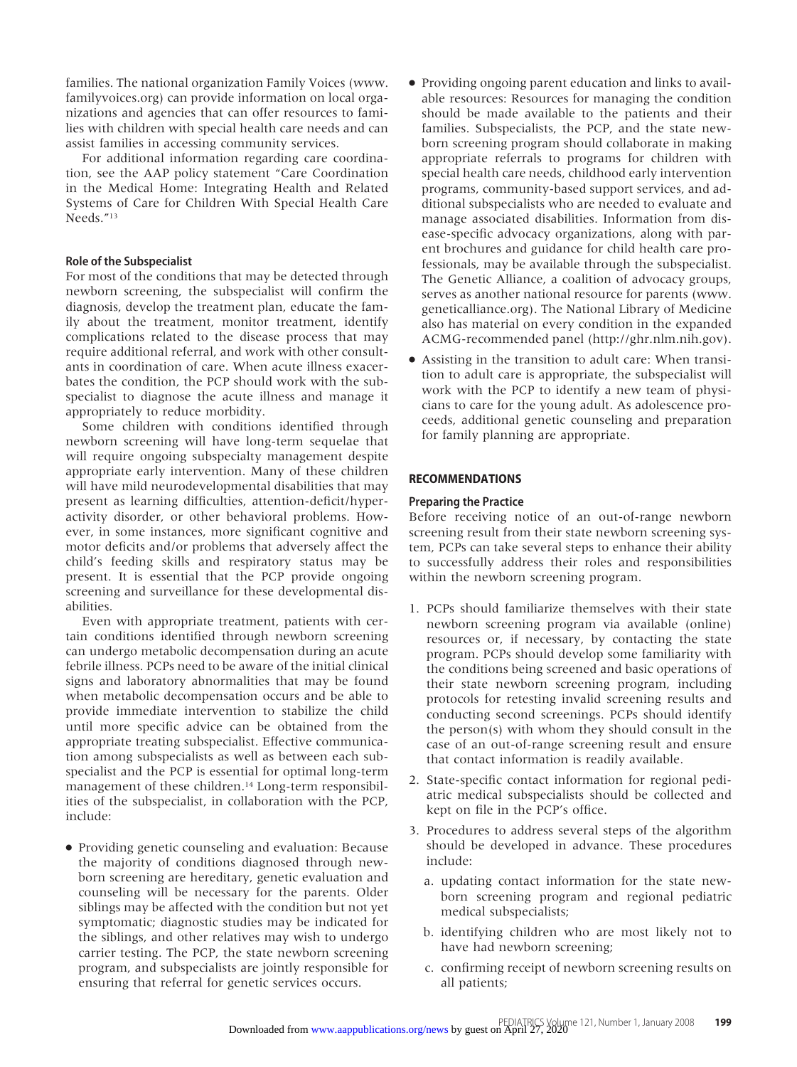families. The national organization Family Voices (www.familyvoices.org) can provide information on local organizations and agencies that can offer resources to families with children with special health care needs and can assist families in accessing community services.

For additional information regarding care coordination, see the AAP policy statement "Care Coordination in the Medical Home: Integrating Health and Related Systems of Care for Children With Special Health Care Needs."[13]

### Role of the Subspecialist

For most of the conditions that may be detected through newborn screening, the subspecialist will confirm the diagnosis, develop the treatment plan, educate the family about the treatment, monitor treatment, identify complications related to the disease process that may require additional referral, and work with other consultants in coordination of care. When acute illness exacerbates the condition, the PCP should work with the subspecialist to diagnose the acute illness and manage it appropriately to reduce morbidity.

Some children with conditions identified through newborn screening will have long-term sequelae that will require ongoing subspecialty management despite appropriate early intervention. Many of these children will have mild neurodevelopmental disabilities that may present as learning difficulties, attention-deficit/hyperactivity disorder, or other behavioral problems. However, in some instances, more significant cognitive and motor deficits and/or problems that adversely affect the child's feeding skills and respiratory status may be present. It is essential that the PCP provide ongoing screening and surveillance for these developmental disabilities.

Even with appropriate treatment, patients with certain conditions identified through newborn screening can undergo metabolic decompensation during an acute febrile illness. PCPs need to be aware of the initial clinical signs and laboratory abnormalities that may be found when metabolic decompensation occurs and be able to provide immediate intervention to stabilize the child until more specific advice can be obtained from the appropriate treating subspecialist. Effective communication among subspecialists as well as between each subspecialist and the PCP is essential for optimal long-term management of these children.[14] Long-term responsibilities of the subspecialist, in collaboration with the PCP, include:

- Providing genetic counseling and evaluation: Because the majority of conditions diagnosed through newborn screening are hereditary, genetic evaluation and counseling will be necessary for the parents. Older siblings may be affected with the condition but not yet symptomatic; diagnostic studies may be indicated for the siblings, and other relatives may wish to undergo carrier testing. The PCP, the state newborn screening program, and subspecialists are jointly responsible for ensuring that referral for genetic services occurs.
- Providing ongoing parent education and links to available resources: Resources for managing the condition should be made available to the patients and their families. Subspecialists, the PCP, and the state newborn screening program should collaborate in making appropriate referrals to programs for children with special health care needs, childhood early intervention programs, community-based support services, and additional subspecialists who are needed to evaluate and manage associated disabilities. Information from disease-specific advocacy organizations, along with parent brochures and guidance for child health care professionals, may be available through the subspecialist. The Genetic Alliance, a coalition of advocacy groups, serves as another national resource for parents (www.geneticalliance.org). The National Library of Medicine also has material on every condition in the expanded ACMG-recommended panel (http://ghr.nlm.nih.gov).
- Assisting in the transition to adult care: When transition to adult care is appropriate, the subspecialist will work with the PCP to identify a new team of physicians to care for the young adult. As adolescence proceeds, additional genetic counseling and preparation for family planning are appropriate.

## RECOMMENDATIONS

### Preparing the Practice

Before receiving notice of an out-of-range newborn screening result from their state newborn screening system, PCPs can take several steps to enhance their ability to successfully address their roles and responsibilities within the newborn screening program.

1. PCPs should familiarize themselves with their state newborn screening program via available (online) resources or, if necessary, by contacting the state program. PCPs should develop some familiarity with the conditions being screened and basic operations of their state newborn screening program, including protocols for retesting invalid screening results and conducting second screenings. PCPs should identify the person(s) with whom they should consult in the case of an out-of-range screening result and ensure that contact information is readily available.
2. State-specific contact information for regional pediatric medical subspecialists should be collected and kept on file in the PCP's office.
3. Procedures to address several steps of the algorithm should be developed in advance. These procedures include:
   a. updating contact information for the state newborn screening program and regional pediatric medical subspecialists;
   b. identifying children who are most likely not to have had newborn screening;
   c. confirming receipt of newborn screening results on all patients;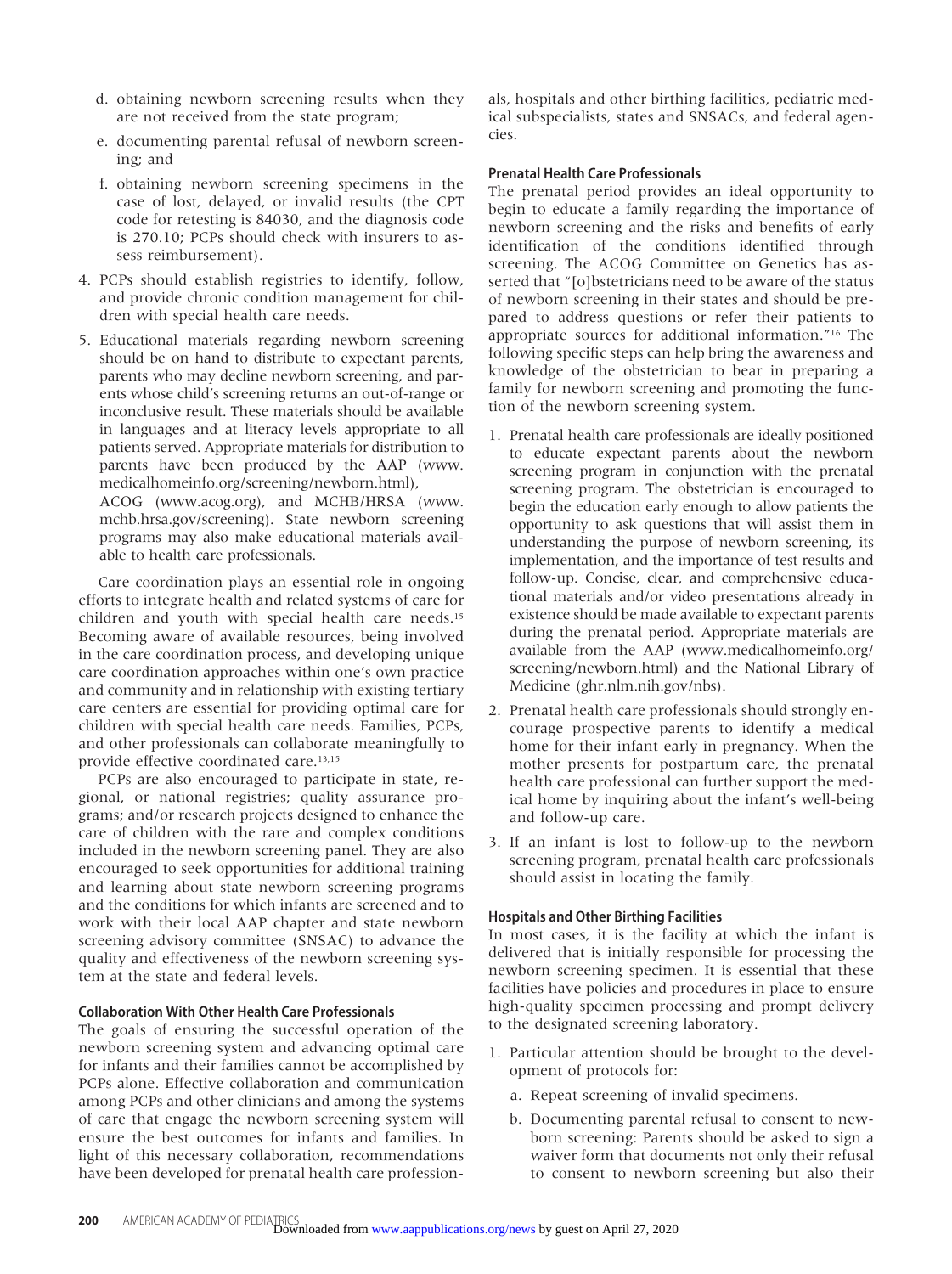d. obtaining newborn screening results when they are not received from the state program;

e. documenting parental refusal of newborn screening; and

f. obtaining newborn screening specimens in the case of lost, delayed, or invalid results (the CPT code for retesting is 84030, and the diagnosis code is 270.10; PCPs should check with insurers to assess reimbursement).

4. PCPs should establish registries to identify, follow, and provide chronic condition management for children with special health care needs.

5. Educational materials regarding newborn screening should be on hand to distribute to expectant parents, parents who may decline newborn screening, and parents whose child's screening returns an out-of-range or inconclusive result. These materials should be available in languages and at literacy levels appropriate to all patients served. Appropriate materials for distribution to parents have been produced by the AAP (www.medicalhomeinfo.org/screening/newborn.html), ACOG (www.acog.org), and MCHB/HRSA (www.mchb.hrsa.gov/screening). State newborn screening programs may also make educational materials available to health care professionals.

Care coordination plays an essential role in ongoing efforts to integrate health and related systems of care for children and youth with special health care needs.[15] Becoming aware of available resources, being involved in the care coordination process, and developing unique care coordination approaches within one's own practice and community and in relationship with existing tertiary care centers are essential for providing optimal care for children with special health care needs. Families, PCPs, and other professionals can collaborate meaningfully to provide effective coordinated care.[13,15]

PCPs are also encouraged to participate in state, regional, or national registries; quality assurance programs; and/or research projects designed to enhance the care of children with the rare and complex conditions included in the newborn screening panel. They are also encouraged to seek opportunities for additional training and learning about state newborn screening programs and the conditions for which infants are screened and to work with their local AAP chapter and state newborn screening advisory committee (SNSAC) to advance the quality and effectiveness of the newborn screening system at the state and federal levels.

### Collaboration With Other Health Care Professionals

The goals of ensuring the successful operation of the newborn screening system and advancing optimal care for infants and their families cannot be accomplished by PCPs alone. Effective collaboration and communication among PCPs and other clinicians and among the systems of care that engage the newborn screening system will ensure the best outcomes for infants and families. In light of this necessary collaboration, recommendations have been developed for prenatal health care professionals, hospitals and other birthing facilities, pediatric medical subspecialists, states and SNSACs, and federal agencies.

### Prenatal Health Care Professionals

The prenatal period provides an ideal opportunity to begin to educate a family regarding the importance of newborn screening and the risks and benefits of early identification of the conditions identified through screening. The ACOG Committee on Genetics has asserted that "[o]bstetricians need to be aware of the status of newborn screening in their states and should be prepared to address questions or refer their patients to appropriate sources for additional information."[16] The following specific steps can help bring the awareness and knowledge of the obstetrician to bear in preparing a family for newborn screening and promoting the function of the newborn screening system.

1. Prenatal health care professionals are ideally positioned to educate expectant parents about the newborn screening program in conjunction with the prenatal screening program. The obstetrician is encouraged to begin the education early enough to allow patients the opportunity to ask questions that will assist them in understanding the purpose of newborn screening, its implementation, and the importance of test results and follow-up. Concise, clear, and comprehensive educational materials and/or video presentations already in existence should be made available to expectant parents during the prenatal period. Appropriate materials are available from the AAP (www.medicalhomeinfo.org/screening/newborn.html) and the National Library of Medicine (ghr.nlm.nih.gov/nbs).

2. Prenatal health care professionals should strongly encourage prospective parents to identify a medical home for their infant early in pregnancy. When the mother presents for postpartum care, the prenatal health care professional can further support the medical home by inquiring about the infant's well-being and follow-up care.

3. If an infant is lost to follow-up to the newborn screening program, prenatal health care professionals should assist in locating the family.

### Hospitals and Other Birthing Facilities

In most cases, it is the facility at which the infant is delivered that is initially responsible for processing the newborn screening specimen. It is essential that these facilities have policies and procedures in place to ensure high-quality specimen processing and prompt delivery to the designated screening laboratory.

1. Particular attention should be brought to the development of protocols for:

   a. Repeat screening of invalid specimens.

   b. Documenting parental refusal to consent to newborn screening: Parents should be asked to sign a waiver form that documents not only their refusal to consent to newborn screening but also their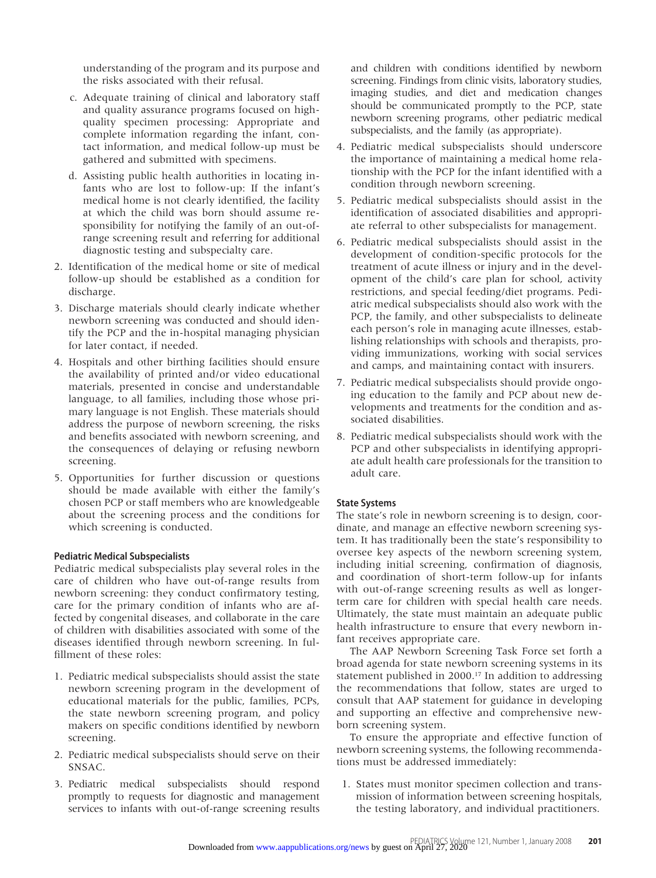understanding of the program and its purpose and the risks associated with their refusal.

c. Adequate training of clinical and laboratory staff and quality assurance programs focused on high-quality specimen processing: Appropriate and complete information regarding the infant, contact information, and medical follow-up must be gathered and submitted with specimens.

d. Assisting public health authorities in locating infants who are lost to follow-up: If the infant's medical home is not clearly identified, the facility at which the child was born should assume responsibility for notifying the family of an out-of-range screening result and referring for additional diagnostic testing and subspecialty care.

2. Identification of the medical home or site of medical follow-up should be established as a condition for discharge.
3. Discharge materials should clearly indicate whether newborn screening was conducted and should identify the PCP and the in-hospital managing physician for later contact, if needed.
4. Hospitals and other birthing facilities should ensure the availability of printed and/or video educational materials, presented in concise and understandable language, to all families, including those whose primary language is not English. These materials should address the purpose of newborn screening, the risks and benefits associated with newborn screening, and the consequences of delaying or refusing newborn screening.
5. Opportunities for further discussion or questions should be made available with either the family's chosen PCP or staff members who are knowledgeable about the screening process and the conditions for which screening is conducted.

### Pediatric Medical Subspecialists

Pediatric medical subspecialists play several roles in the care of children who have out-of-range results from newborn screening: they conduct confirmatory testing, care for the primary condition of infants who are affected by congenital diseases, and collaborate in the care of children with disabilities associated with some of the diseases identified through newborn screening. In fulfillment of these roles:

1. Pediatric medical subspecialists should assist the state newborn screening program in the development of educational materials for the public, families, PCPs, the state newborn screening program, and policy makers on specific conditions identified by newborn screening.
2. Pediatric medical subspecialists should serve on their SNSAC.
3. Pediatric medical subspecialists should respond promptly to requests for diagnostic and management services to infants with out-of-range screening results and children with conditions identified by newborn screening. Findings from clinic visits, laboratory studies, imaging studies, and diet and medication changes should be communicated promptly to the PCP, state newborn screening programs, other pediatric medical subspecialists, and the family (as appropriate).
4. Pediatric medical subspecialists should underscore the importance of maintaining a medical home relationship with the PCP for the infant identified with a condition through newborn screening.
5. Pediatric medical subspecialists should assist in the identification of associated disabilities and appropriate referral to other subspecialists for management.
6. Pediatric medical subspecialists should assist in the development of condition-specific protocols for the treatment of acute illness or injury and in the development of the child's care plan for school, activity restrictions, and special feeding/diet programs. Pediatric medical subspecialists should also work with the PCP, the family, and other subspecialists to delineate each person's role in managing acute illnesses, establishing relationships with schools and therapists, providing immunizations, working with social services and camps, and maintaining contact with insurers.
7. Pediatric medical subspecialists should provide ongoing education to the family and PCP about new developments and treatments for the condition and associated disabilities.
8. Pediatric medical subspecialists should work with the PCP and other subspecialists in identifying appropriate adult health care professionals for the transition to adult care.

### State Systems

The state's role in newborn screening is to design, coordinate, and manage an effective newborn screening system. It has traditionally been the state's responsibility to oversee key aspects of the newborn screening system, including initial screening, confirmation of diagnosis, and coordination of short-term follow-up for infants with out-of-range screening results as well as longer-term care for children with special health care needs. Ultimately, the state must maintain an adequate public health infrastructure to ensure that every newborn infant receives appropriate care.

The AAP Newborn Screening Task Force set forth a broad agenda for state newborn screening systems in its statement published in 2000.[17] In addition to addressing the recommendations that follow, states are urged to consult that AAP statement for guidance in developing and supporting an effective and comprehensive newborn screening system.

To ensure the appropriate and effective function of newborn screening systems, the following recommendations must be addressed immediately:

1. States must monitor specimen collection and transmission of information between screening hospitals, the testing laboratory, and individual practitioners.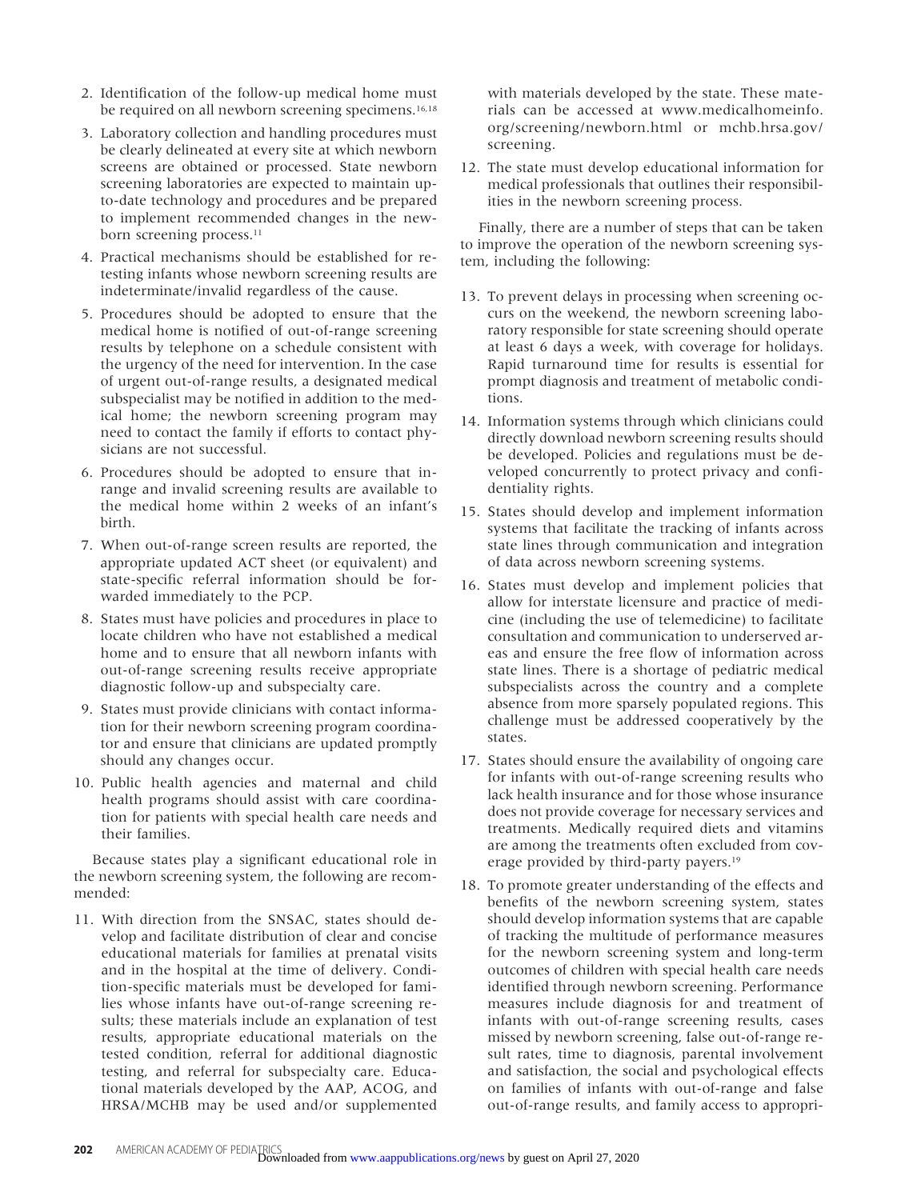2. Identification of the follow-up medical home must be required on all newborn screening specimens.[16,18]
3. Laboratory collection and handling procedures must be clearly delineated at every site at which newborn screens are obtained or processed. State newborn screening laboratories are expected to maintain up-to-date technology and procedures and be prepared to implement recommended changes in the newborn screening process.[11]
4. Practical mechanisms should be established for retesting infants whose newborn screening results are indeterminate/invalid regardless of the cause.
5. Procedures should be adopted to ensure that the medical home is notified of out-of-range screening results by telephone on a schedule consistent with the urgency of the need for intervention. In the case of urgent out-of-range results, a designated medical subspecialist may be notified in addition to the medical home; the newborn screening program may need to contact the family if efforts to contact physicians are not successful.
6. Procedures should be adopted to ensure that in-range and invalid screening results are available to the medical home within 2 weeks of an infant's birth.
7. When out-of-range screen results are reported, the appropriate updated ACT sheet (or equivalent) and state-specific referral information should be forwarded immediately to the PCP.
8. States must have policies and procedures in place to locate children who have not established a medical home and to ensure that all newborn infants with out-of-range screening results receive appropriate diagnostic follow-up and subspecialty care.
9. States must provide clinicians with contact information for their newborn screening program coordinator and ensure that clinicians are updated promptly should any changes occur.
10. Public health agencies and maternal and child health programs should assist with care coordination for patients with special health care needs and their families.

Because states play a significant educational role in the newborn screening system, the following are recommended:

11. With direction from the SNSAC, states should develop and facilitate distribution of clear and concise educational materials for families at prenatal visits and in the hospital at the time of delivery. Condition-specific materials must be developed for families whose infants have out-of-range screening results; these materials include an explanation of test results, appropriate educational materials on the tested condition, referral for additional diagnostic testing, and referral for subspecialty care. Educational materials developed by the AAP, ACOG, and HRSA/MCHB may be used and/or supplemented with materials developed by the state. These materials can be accessed at www.medicalhomeinfo.org/screening/newborn.html or mchb.hrsa.gov/screening.
12. The state must develop educational information for medical professionals that outlines their responsibilities in the newborn screening process.

Finally, there are a number of steps that can be taken to improve the operation of the newborn screening system, including the following:

13. To prevent delays in processing when screening occurs on the weekend, the newborn screening laboratory responsible for state screening should operate at least 6 days a week, with coverage for holidays. Rapid turnaround time for results is essential for prompt diagnosis and treatment of metabolic conditions.
14. Information systems through which clinicians could directly download newborn screening results should be developed. Policies and regulations must be developed concurrently to protect privacy and confidentiality rights.
15. States should develop and implement information systems that facilitate the tracking of infants across state lines through communication and integration of data across newborn screening systems.
16. States must develop and implement policies that allow for interstate licensure and practice of medicine (including the use of telemedicine) to facilitate consultation and communication to underserved areas and ensure the free flow of information across state lines. There is a shortage of pediatric medical subspecialists across the country and a complete absence from more sparsely populated regions. This challenge must be addressed cooperatively by the states.
17. States should ensure the availability of ongoing care for infants with out-of-range screening results who lack health insurance and for those whose insurance does not provide coverage for necessary services and treatments. Medically required diets and vitamins are among the treatments often excluded from coverage provided by third-party payers.[19]
18. To promote greater understanding of the effects and benefits of the newborn screening system, states should develop information systems that are capable of tracking the multitude of performance measures for the newborn screening system and long-term outcomes of children with special health care needs identified through newborn screening. Performance measures include diagnosis for and treatment of infants with out-of-range screening results, cases missed by newborn screening, false out-of-range result rates, time to diagnosis, parental involvement and satisfaction, the social and psychological effects on families of infants with out-of-range and false out-of-range results, and family access to appropri-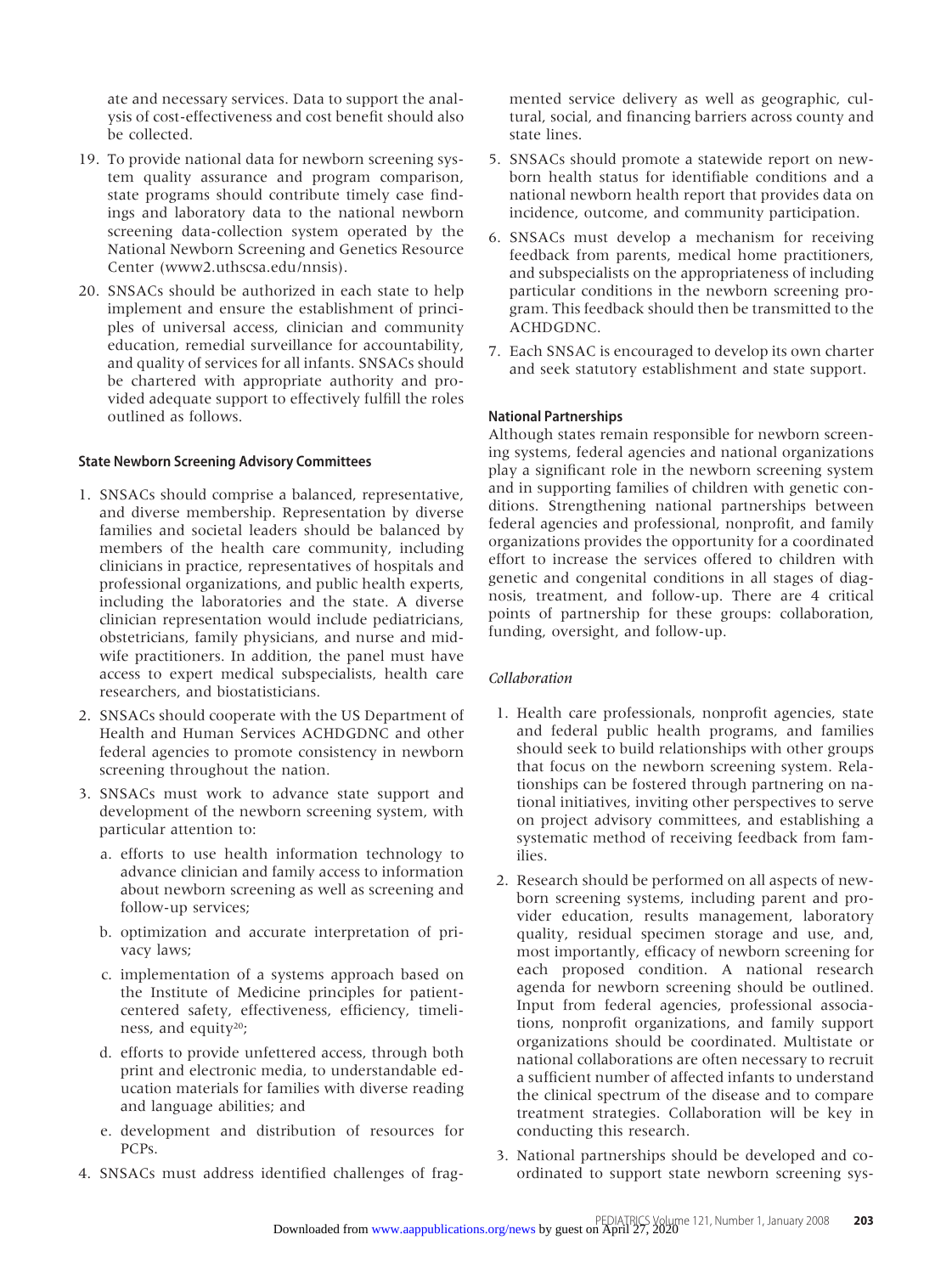ate and necessary services. Data to support the analysis of cost-effectiveness and cost benefit should also be collected.

19. To provide national data for newborn screening system quality assurance and program comparison, state programs should contribute timely case findings and laboratory data to the national newborn screening data-collection system operated by the National Newborn Screening and Genetics Resource Center (www2.uthscsa.edu/nnsis).

20. SNSACs should be authorized in each state to help implement and ensure the establishment of principles of universal access, clinician and community education, remedial surveillance for accountability, and quality of services for all infants. SNSACs should be chartered with appropriate authority and provided adequate support to effectively fulfill the roles outlined as follows.

#### State Newborn Screening Advisory Committees

1. SNSACs should comprise a balanced, representative, and diverse membership. Representation by diverse families and societal leaders should be balanced by members of the health care community, including clinicians in practice, representatives of hospitals and professional organizations, and public health experts, including the laboratories and the state. A diverse clinician representation would include pediatricians, obstetricians, family physicians, and nurse and midwife practitioners. In addition, the panel must have access to expert medical subspecialists, health care researchers, and biostatisticians.

2. SNSACs should cooperate with the US Department of Health and Human Services ACHDGDNC and other federal agencies to promote consistency in newborn screening throughout the nation.

3. SNSACs must work to advance state support and development of the newborn screening system, with particular attention to:

   a. efforts to use health information technology to advance clinician and family access to information about newborn screening as well as screening and follow-up services;

   b. optimization and accurate interpretation of privacy laws;

   c. implementation of a systems approach based on the Institute of Medicine principles for patient-centered safety, effectiveness, efficiency, timeliness, and equity[20];

   d. efforts to provide unfettered access, through both print and electronic media, to understandable education materials for families with diverse reading and language abilities; and

   e. development and distribution of resources for PCPs.

4. SNSACs must address identified challenges of fragmented service delivery as well as geographic, cultural, social, and financing barriers across county and state lines.

5. SNSACs should promote a statewide report on newborn health status for identifiable conditions and a national newborn health report that provides data on incidence, outcome, and community participation.

6. SNSACs must develop a mechanism for receiving feedback from parents, medical home practitioners, and subspecialists on the appropriateness of including particular conditions in the newborn screening program. This feedback should then be transmitted to the ACHDGDNC.

7. Each SNSAC is encouraged to develop its own charter and seek statutory establishment and state support.

#### National Partnerships

Although states remain responsible for newborn screening systems, federal agencies and national organizations play a significant role in the newborn screening system and in supporting families of children with genetic conditions. Strengthening national partnerships between federal agencies and professional, nonprofit, and family organizations provides the opportunity for a coordinated effort to increase the services offered to children with genetic and congenital conditions in all stages of diagnosis, treatment, and follow-up. There are 4 critical points of partnership for these groups: collaboration, funding, oversight, and follow-up.

##### *Collaboration*

1. Health care professionals, nonprofit agencies, state and federal public health programs, and families should seek to build relationships with other groups that focus on the newborn screening system. Relationships can be fostered through partnering on national initiatives, inviting other perspectives to serve on project advisory committees, and establishing a systematic method of receiving feedback from families.

2. Research should be performed on all aspects of newborn screening systems, including parent and provider education, results management, laboratory quality, residual specimen storage and use, and, most importantly, efficacy of newborn screening for each proposed condition. A national research agenda for newborn screening should be outlined. Input from federal agencies, professional associations, nonprofit organizations, and family support organizations should be coordinated. Multistate or national collaborations are often necessary to recruit a sufficient number of affected infants to understand the clinical spectrum of the disease and to compare treatment strategies. Collaboration will be key in conducting this research.

3. National partnerships should be developed and coordinated to support state newborn screening sys-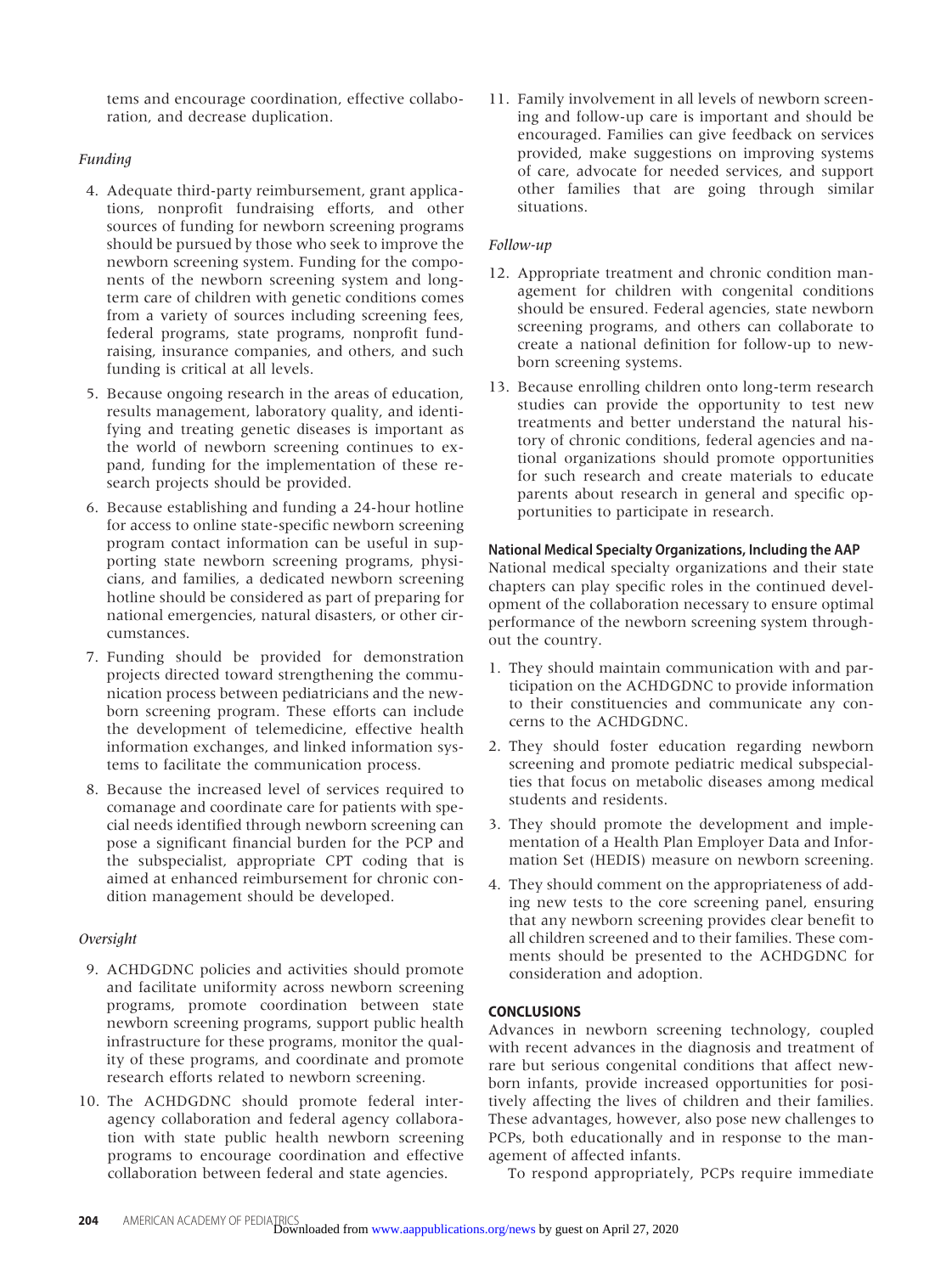tems and encourage coordination, effective collaboration, and decrease duplication.

*Funding*

4. Adequate third-party reimbursement, grant applications, nonprofit fundraising efforts, and other sources of funding for newborn screening programs should be pursued by those who seek to improve the newborn screening system. Funding for the components of the newborn screening system and long-term care of children with genetic conditions comes from a variety of sources including screening fees, federal programs, state programs, nonprofit fundraising, insurance companies, and others, and such funding is critical at all levels.
5. Because ongoing research in the areas of education, results management, laboratory quality, and identifying and treating genetic diseases is important as the world of newborn screening continues to expand, funding for the implementation of these research projects should be provided.
6. Because establishing and funding a 24-hour hotline for access to online state-specific newborn screening program contact information can be useful in supporting state newborn screening programs, physicians, and families, a dedicated newborn screening hotline should be considered as part of preparing for national emergencies, natural disasters, or other circumstances.
7. Funding should be provided for demonstration projects directed toward strengthening the communication process between pediatricians and the newborn screening program. These efforts can include the development of telemedicine, effective health information exchanges, and linked information systems to facilitate the communication process.
8. Because the increased level of services required to comanage and coordinate care for patients with special needs identified through newborn screening can pose a significant financial burden for the PCP and the subspecialist, appropriate CPT coding that is aimed at enhanced reimbursement for chronic condition management should be developed.

*Oversight*

9. ACHDGDNC policies and activities should promote and facilitate uniformity across newborn screening programs, promote coordination between state newborn screening programs, support public health infrastructure for these programs, monitor the quality of these programs, and coordinate and promote research efforts related to newborn screening.
10. The ACHDGDNC should promote federal interagency collaboration and federal agency collaboration with state public health newborn screening programs to encourage coordination and effective collaboration between federal and state agencies.
11. Family involvement in all levels of newborn screening and follow-up care is important and should be encouraged. Families can give feedback on services provided, make suggestions on improving systems of care, advocate for needed services, and support other families that are going through similar situations.

*Follow-up*

12. Appropriate treatment and chronic condition management for children with congenital conditions should be ensured. Federal agencies, state newborn screening programs, and others can collaborate to create a national definition for follow-up to newborn screening systems.
13. Because enrolling children onto long-term research studies can provide the opportunity to test new treatments and better understand the natural history of chronic conditions, federal agencies and national organizations should promote opportunities for such research and create materials to educate parents about research in general and specific opportunities to participate in research.

### National Medical Specialty Organizations, Including the AAP

National medical specialty organizations and their state chapters can play specific roles in the continued development of the collaboration necessary to ensure optimal performance of the newborn screening system throughout the country.

1. They should maintain communication with and participation on the ACHDGDNC to provide information to their constituencies and communicate any concerns to the ACHDGDNC.
2. They should foster education regarding newborn screening and promote pediatric medical subspecialties that focus on metabolic diseases among medical students and residents.
3. They should promote the development and implementation of a Health Plan Employer Data and Information Set (HEDIS) measure on newborn screening.
4. They should comment on the appropriateness of adding new tests to the core screening panel, ensuring that any newborn screening provides clear benefit to all children screened and to their families. These comments should be presented to the ACHDGDNC for consideration and adoption.

## CONCLUSIONS

Advances in newborn screening technology, coupled with recent advances in the diagnosis and treatment of rare but serious congenital conditions that affect newborn infants, provide increased opportunities for positively affecting the lives of children and their families. These advantages, however, also pose new challenges to PCPs, both educationally and in response to the management of affected infants.

To respond appropriately, PCPs require immediate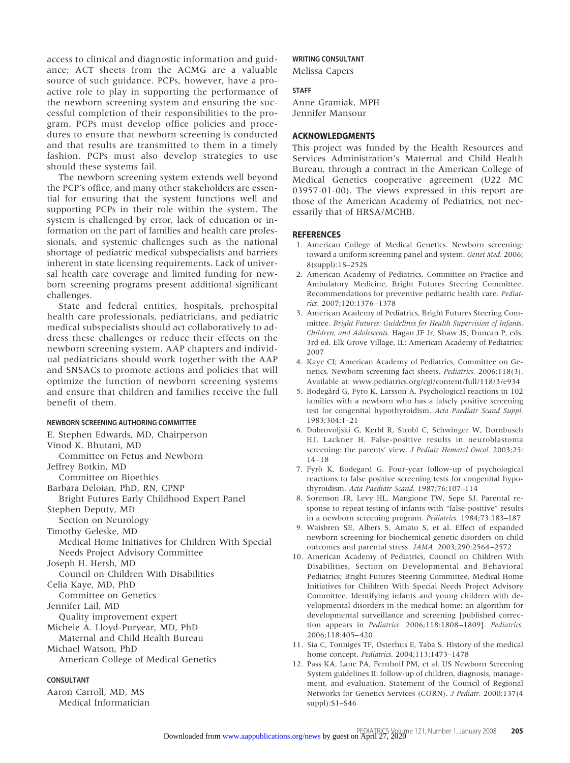access to clinical and diagnostic information and guidance; ACT sheets from the ACMG are a valuable source of such guidance. PCPs, however, have a proactive role to play in supporting the performance of the newborn screening system and ensuring the successful completion of their responsibilities to the program. PCPs must develop office policies and procedures to ensure that newborn screening is conducted and that results are transmitted to them in a timely fashion. PCPs must also develop strategies to use should these systems fail.

The newborn screening system extends well beyond the PCP's office, and many other stakeholders are essential for ensuring that the system functions well and supporting PCPs in their role within the system. The system is challenged by error, lack of education or information on the part of families and health care professionals, and systemic challenges such as the national shortage of pediatric medical subspecialists and barriers inherent in state licensing requirements. Lack of universal health care coverage and limited funding for newborn screening programs present additional significant challenges.

State and federal entities, hospitals, prehospital health care professionals, pediatricians, and pediatric medical subspecialists should act collaboratively to address these challenges or reduce their effects on the newborn screening system. AAP chapters and individual pediatricians should work together with the AAP and SNSACs to promote actions and policies that will optimize the function of newborn screening systems and ensure that children and families receive the full benefit of them.

#### NEWBORN SCREENING AUTHORING COMMITTEE

E. Stephen Edwards, MD, Chairperson
Vinod K. Bhutani, MD
  Committee on Fetus and Newborn
Jeffrey Botkin, MD
  Committee on Bioethics
Barbara Deloian, PhD, RN, CPNP
  Bright Futures Early Childhood Expert Panel
Stephen Deputy, MD
  Section on Neurology
Timothy Geleske, MD
  Medical Home Initiatives for Children With Special Needs Project Advisory Committee
Joseph H. Hersh, MD
  Council on Children With Disabilities
Celia Kaye, MD, PhD
  Committee on Genetics
Jennifer Lail, MD
  Quality improvement expert
Michele A. Lloyd-Puryear, MD, PhD
  Maternal and Child Health Bureau
Michael Watson, PhD
  American College of Medical Genetics

#### CONSULTANT

Aaron Carroll, MD, MS
  Medical Informatician

#### WRITING CONSULTANT

Melissa Capers

#### STAFF

Anne Gramiak, MPH
Jennifer Mansour

### ACKNOWLEDGMENTS

This project was funded by the Health Resources and Services Administration's Maternal and Child Health Bureau, through a contract in the American College of Medical Genetics cooperative agreement (U22 MC 03957-01-00). The views expressed in this report are those of the American Academy of Pediatrics, not necessarily that of HRSA/MCHB.

### REFERENCES

1. American College of Medical Genetics. Newborn screening: toward a uniform screening panel and system. *Genet Med.* 2006; 8(suppl):1S–252S
2. American Academy of Pediatrics, Committee on Practice and Ambulatory Medicine, Bright Futures Steering Committee. Recommendations for preventive pediatric health care. *Pediatrics.* 2007;120:1376–1378
3. American Academy of Pediatrics, Bright Futures Steering Committee. *Bright Futures: Guidelines for Health Supervision of Infants, Children, and Adolescents.* Hagan JF Jr, Shaw JS, Duncan P, eds. 3rd ed. Elk Grove Village, IL: American Academy of Pediatrics; 2007
4. Kaye CI; American Academy of Pediatrics, Committee on Genetics. Newborn screening fact sheets. *Pediatrics.* 2006;118(3). Available at: www.pediatrics.org/cgi/content/full/118/3/e934
5. Bodegård G, Fyro K, Larsson A. Psychological reactions in 102 families with a newborn who has a falsely positive screening test for congenital hypothyroidism. *Acta Paediatr Scand Suppl.* 1983;304:1–21
6. Dobrovoljski G, Kerbl R, Strobl C, Schwinger W, Dornbusch HJ, Lackner H. False-positive results in neuroblastoma screening: the parents' view. *J Pediatr Hematol Oncol.* 2003;25: 14–18
7. Fyrö K, Bodegard G. Four-year follow-up of psychological reactions to false positive screening tests for congenital hypothyroidism. *Acta Paediatr Scand.* 1987;76:107–114
8. Sorenson JR, Levy HL, Mangione TW, Sepe SJ. Parental response to repeat testing of infants with "false-positive" results in a newborn screening program. *Pediatrics.* 1984;73:183–187
9. Waisbren SE, Albers S, Amato S, et al. Effect of expanded newborn screening for biochemical genetic disorders on child outcomes and parental stress. *JAMA.* 2003;290:2564–2572
10. American Academy of Pediatrics, Council on Children With Disabilities, Section on Developmental and Behavioral Pediatrics; Bright Futures Steering Committee, Medical Home Initiatives for Children With Special Needs Project Advisory Committee. Identifying infants and young children with developmental disorders in the medical home: an algorithm for developmental surveillance and screening [published correction appears in *Pediatrics*. 2006;118:1808–1809]. *Pediatrics.* 2006;118:405–420
11. Sia C, Tonniges TF, Osterhus E, Taba S. History of the medical home concept. *Pediatrics.* 2004;113:1473–1478
12. Pass KA, Lane PA, Fernhoff PM, et al. US Newborn Screening System guidelines II: follow-up of children, diagnosis, management, and evaluation. Statement of the Council of Regional Networks for Genetics Services (CORN). *J Pediatr.* 2000;137(4 suppl):S1–S46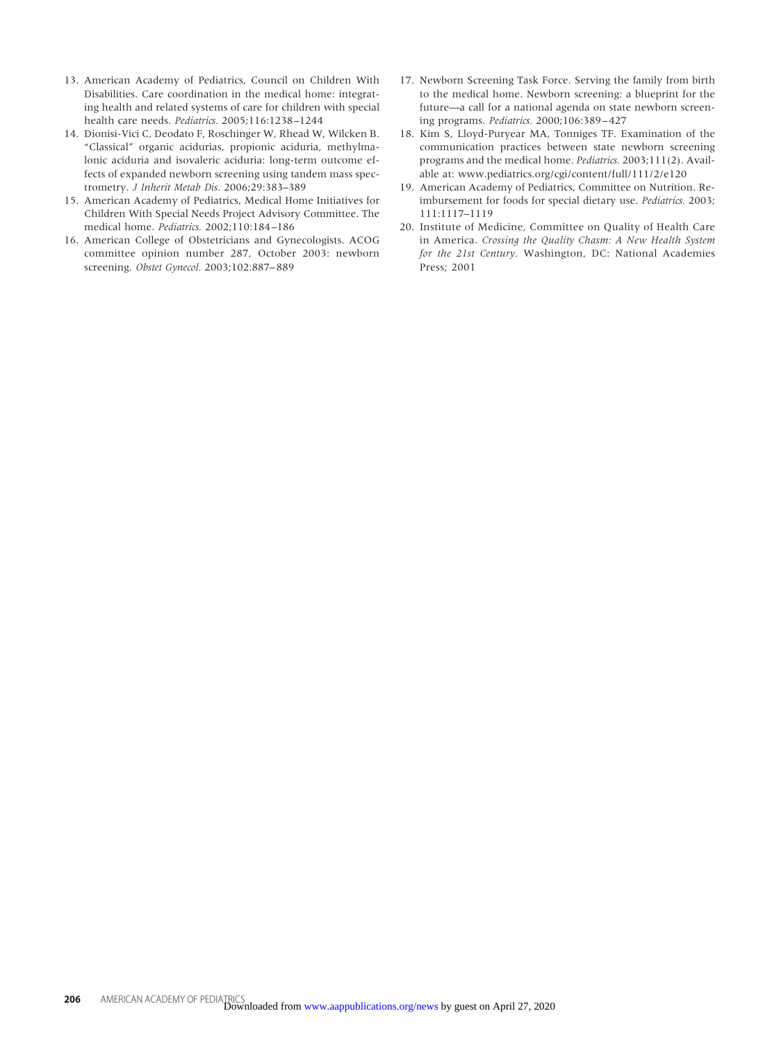13. American Academy of Pediatrics, Council on Children With Disabilities. Care coordination in the medical home: integrating health and related systems of care for children with special health care needs. *Pediatrics.* 2005;116:1238–1244
14. Dionisi-Vici C, Deodato F, Roschinger W, Rhead W, Wilcken B. "Classical" organic acidurias, propionic aciduria, methylmalonic aciduria and isovaleric aciduria: long-term outcome effects of expanded newborn screening using tandem mass spectrometry. *J Inherit Metab Dis.* 2006;29:383–389
15. American Academy of Pediatrics, Medical Home Initiatives for Children With Special Needs Project Advisory Committee. The medical home. *Pediatrics.* 2002;110:184–186
16. American College of Obstetricians and Gynecologists. ACOG committee opinion number 287, October 2003: newborn screening. *Obstet Gynecol.* 2003;102:887–889
17. Newborn Screening Task Force. Serving the family from birth to the medical home. Newborn screening: a blueprint for the future—a call for a national agenda on state newborn screening programs. *Pediatrics.* 2000;106:389–427
18. Kim S, Lloyd-Puryear MA, Tonniges TF. Examination of the communication practices between state newborn screening programs and the medical home. *Pediatrics.* 2003;111(2). Available at: www.pediatrics.org/cgi/content/full/111/2/e120
19. American Academy of Pediatrics, Committee on Nutrition. Reimbursement for foods for special dietary use. *Pediatrics.* 2003; 111:1117–1119
20. Institute of Medicine, Committee on Quality of Health Care in America. *Crossing the Quality Chasm: A New Health System for the 21st Century*. Washington, DC: National Academies Press; 2001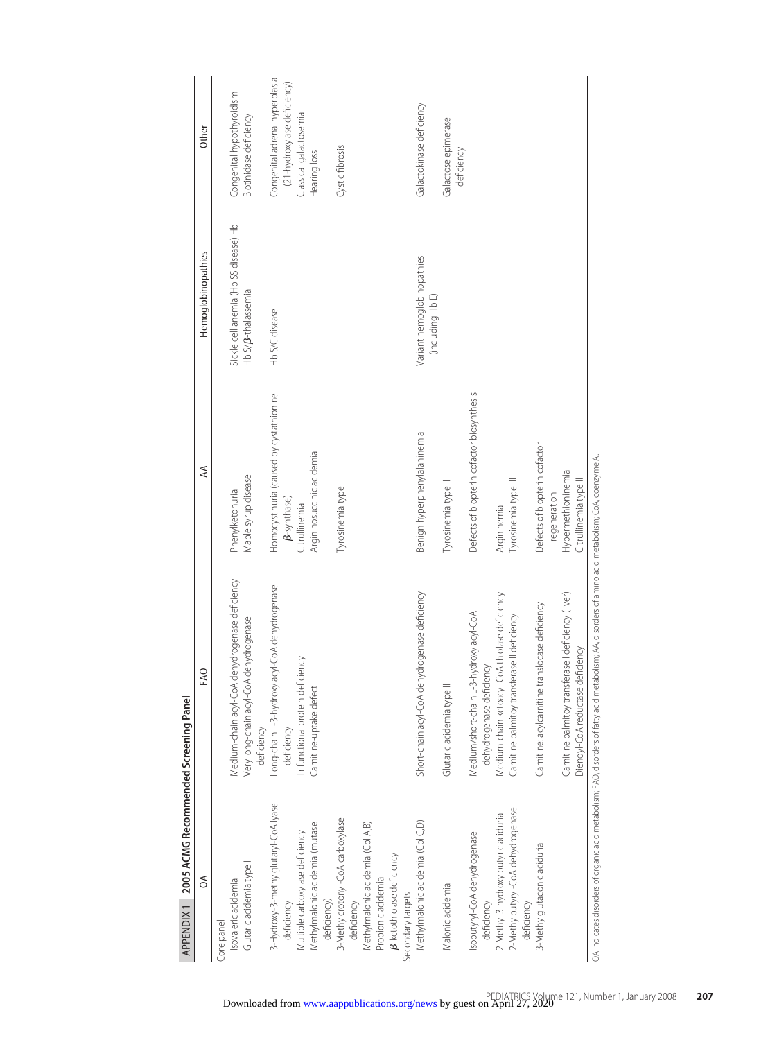## APPENDIX 1 2005 ACMG Recommended Screening Panel

| OA | FAO | AA | Hemoglobinopathies | Other |
|---|---|---|---|---|
| Core panel | | | | |
| Isovaleric acidemia | Medium-chain acyl-CoA dehydrogenase deficiency | Phenylketonuria | Sickle cell anemia (Hb SS disease) Hb | Congenital hypothyroidism |
| Glutaric acidemia type I | Very long-chain acyl-CoA dehydrogenase deficiency | Maple syrup disease | Hb S/$\beta$-thalassemia | Biotinidase deficiency |
| 3-Hydroxy-3-methylglutaryl-CoA lyase deficiency | Long-chain L-3-hydroxy acyl-CoA dehydrogenase deficiency | Homocystinuria (caused by cystathionine $\beta$-synthase) | Hb S/C disease | Congenital adrenal hyperplasia (21-hydroxylase deficiency) |
| Multiple carboxylase deficiency | Trifunctional protein deficiency | Citrullinemia | | Classical galactosemia |
| Methylmalonic acidemia (mutase deficiency) | Carnitine-uptake defect | Argininosuccinic acidemia | | Hearing loss |
| 3-Methylcrotonyl-CoA carboxylase deficiency | | Tyrosinemia type I | | Cystic fibrosis |
| Methylmalonic acidemia (Cbl A,B) | | | | |
| Propionic acidemia | | | | |
| $\beta$-ketothiolase deficiency | | | | |
| Secondary targets | | | | |
| Methylmalonic acidemia (Cbl C,D) | Short-chain acyl-CoA dehydrogenase deficiency | Benign hyperphenylalaninemia | Variant hemoglobinopathies (including Hb E) | Galactokinase deficiency |
| Malonic acidemia | Glutaric acidemia type II | Tyrosinemia type II | | Galactose epimerase deficiency |
| Isobutyryl-CoA dehydrogenase deficiency | Medium/short-chain L-3-hydroxy acyl-CoA dehydrogenase deficiency | Defects of biopterin cofactor biosynthesis | | |
| 2-Methyl 3-hydroxy butyric aciduria | Medium-chain ketoacyl-CoA thiolase deficiency | Argininemia | | |
| 2-Methylbutyryl-CoA dehydrogenase deficiency | Carnitine palmitoyltransferase II deficiency | Tyrosinemia type III | | |
| 3-Methylglutaconic aciduria | Carnitine: acylcarnitine translocase deficiency | Defects of biopterin cofactor regeneration | | |
| | Carnitine palmitoyltransferase I deficiency (liver) | Hypermethioninemia | | |
| | Dienoyl-CoA reductase deficiency | Citrullinemia type II | | |

OA indicates disorders of organic acid metabolism; FAO, disorders of fatty acid metabolism; AA, disorders of amino acid metabolism; CoA, coenzyme A.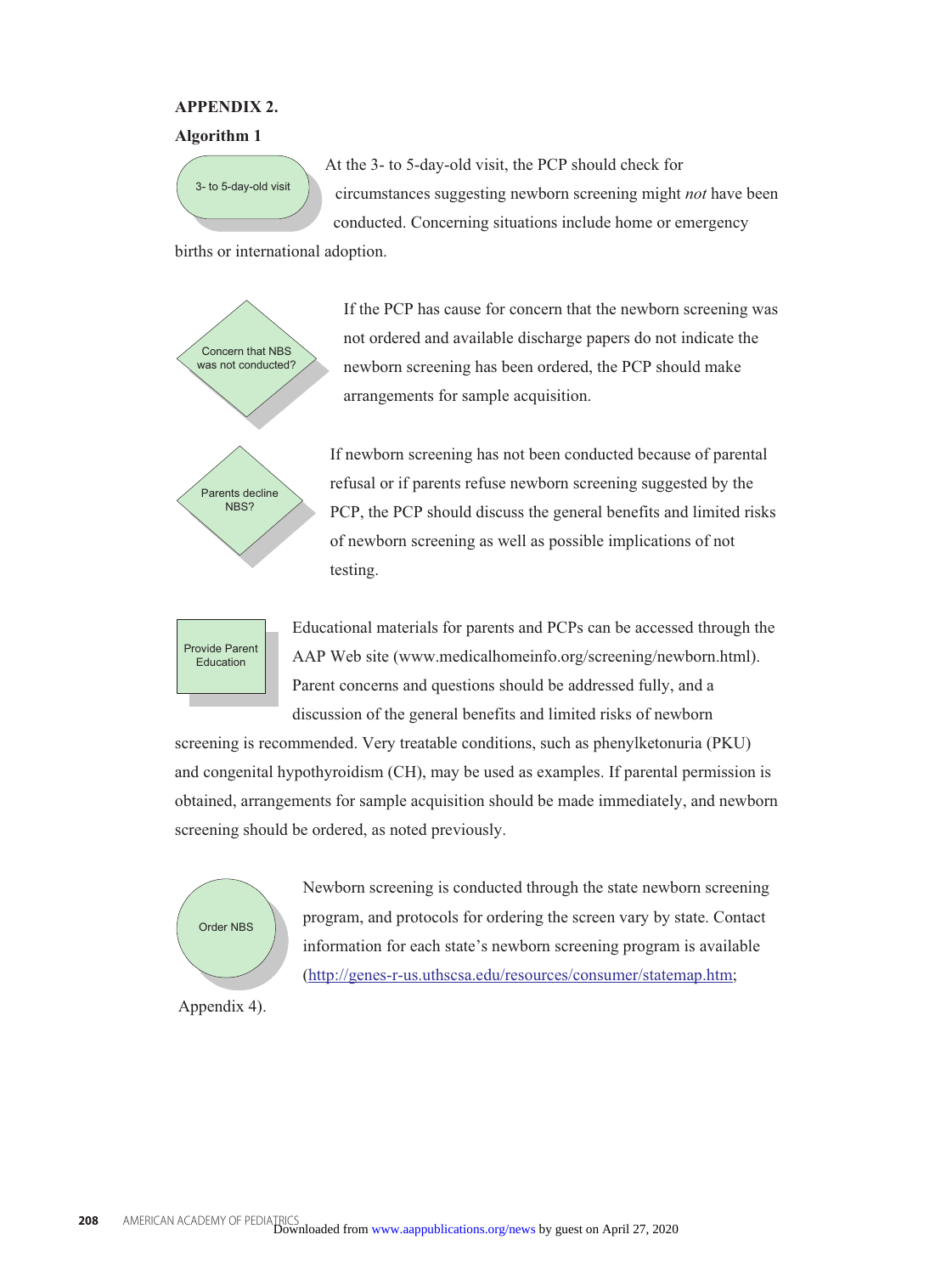**APPENDIX 2.**

**Algorithm 1**

3- to 5-day-old visit

At the 3- to 5-day-old visit, the PCP should check for circumstances suggesting newborn screening might *not* have been conducted. Concerning situations include home or emergency births or international adoption.

Concern that NBS was not conducted?

If the PCP has cause for concern that the newborn screening was not ordered and available discharge papers do not indicate the newborn screening has been ordered, the PCP should make arrangements for sample acquisition.

Parents decline NBS?

If newborn screening has not been conducted because of parental refusal or if parents refuse newborn screening suggested by the PCP, the PCP should discuss the general benefits and limited risks of newborn screening as well as possible implications of not testing.

Provide Parent Education

Educational materials for parents and PCPs can be accessed through the AAP Web site (www.medicalhomeinfo.org/screening/newborn.html). Parent concerns and questions should be addressed fully, and a discussion of the general benefits and limited risks of newborn screening is recommended. Very treatable conditions, such as phenylketonuria (PKU) and congenital hypothyroidism (CH), may be used as examples. If parental permission is obtained, arrangements for sample acquisition should be made immediately, and newborn screening should be ordered, as noted previously.

Order NBS

Newborn screening is conducted through the state newborn screening program, and protocols for ordering the screen vary by state. Contact information for each state's newborn screening program is available (http://genes-r-us.uthscsa.edu/resources/consumer/statemap.htm; Appendix 4).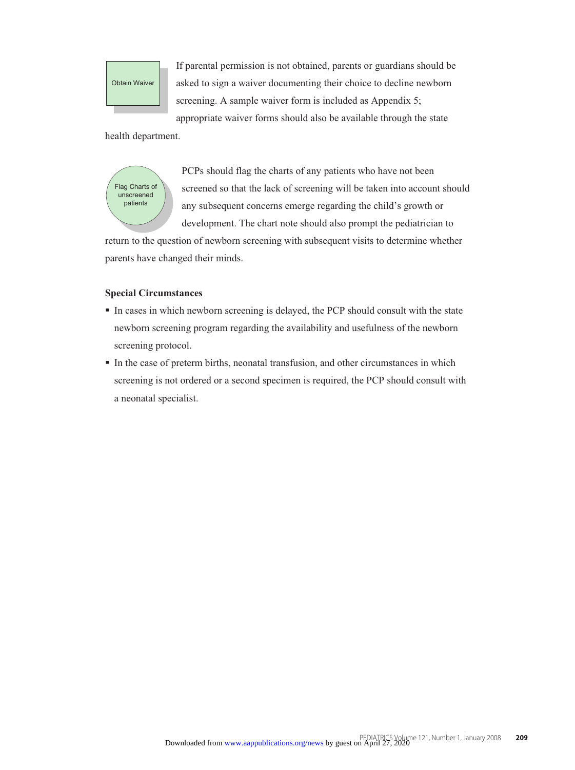Obtain Waiver

If parental permission is not obtained, parents or guardians should be asked to sign a waiver documenting their choice to decline newborn screening. A sample waiver form is included as Appendix 5; appropriate waiver forms should also be available through the state health department.

Flag Charts of unscreened patients

PCPs should flag the charts of any patients who have not been screened so that the lack of screening will be taken into account should any subsequent concerns emerge regarding the child's growth or development. The chart note should also prompt the pediatrician to return to the question of newborn screening with subsequent visits to determine whether parents have changed their minds.

**Special Circumstances**

- In cases in which newborn screening is delayed, the PCP should consult with the state newborn screening program regarding the availability and usefulness of the newborn screening protocol.
- In the case of preterm births, neonatal transfusion, and other circumstances in which screening is not ordered or a second specimen is required, the PCP should consult with a neonatal specialist.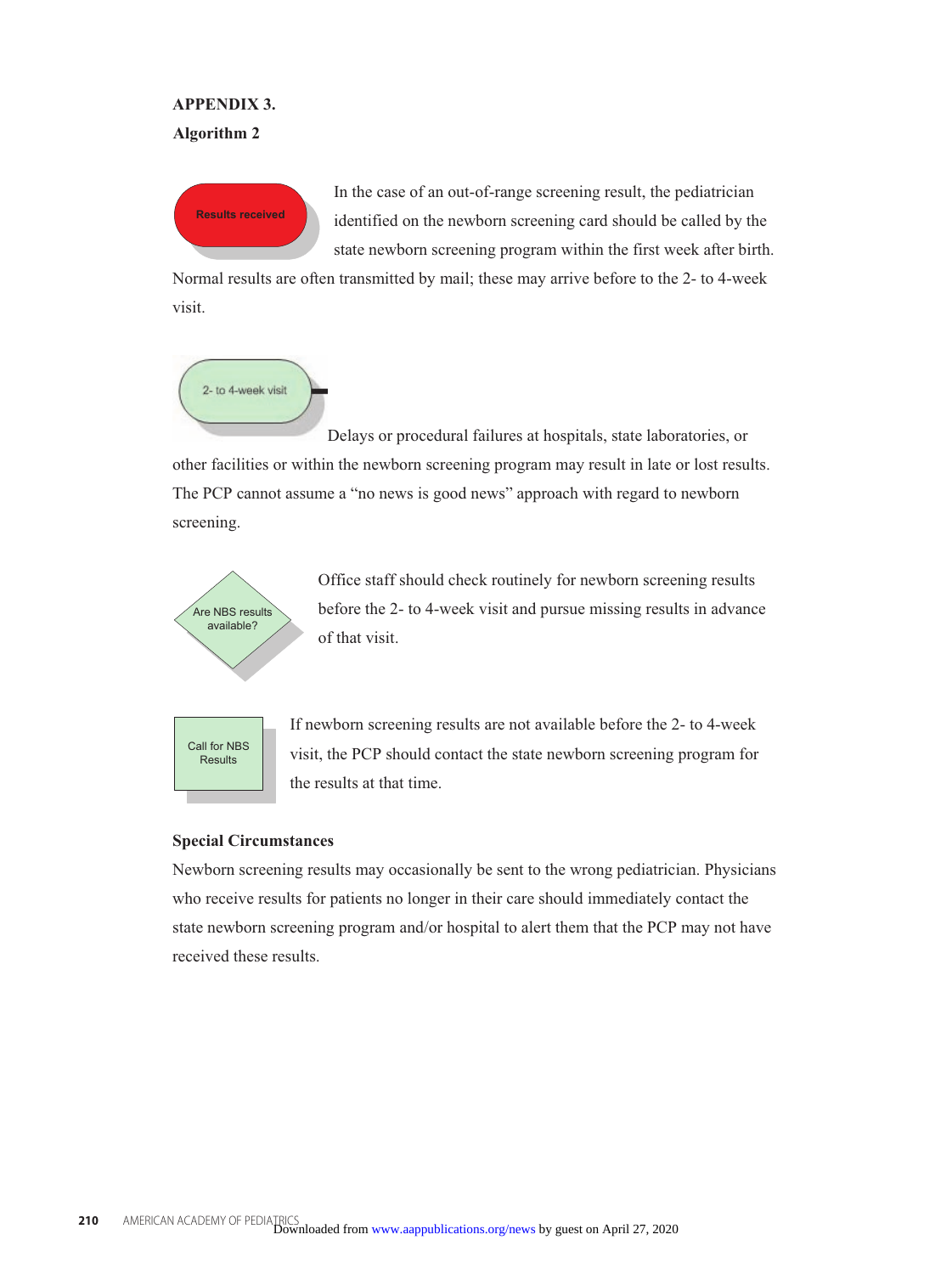**APPENDIX 3.**

**Algorithm 2**

Results received

In the case of an out-of-range screening result, the pediatrician identified on the newborn screening card should be called by the state newborn screening program within the first week after birth. Normal results are often transmitted by mail; these may arrive before to the 2- to 4-week visit.

2- to 4-week visit

Delays or procedural failures at hospitals, state laboratories, or other facilities or within the newborn screening program may result in late or lost results. The PCP cannot assume a "no news is good news" approach with regard to newborn screening.

Are NBS results available?

Office staff should check routinely for newborn screening results before the 2- to 4-week visit and pursue missing results in advance of that visit.

Call for NBS Results

If newborn screening results are not available before the 2- to 4-week visit, the PCP should contact the state newborn screening program for the results at that time.

**Special Circumstances**

Newborn screening results may occasionally be sent to the wrong pediatrician. Physicians who receive results for patients no longer in their care should immediately contact the state newborn screening program and/or hospital to alert them that the PCP may not have received these results.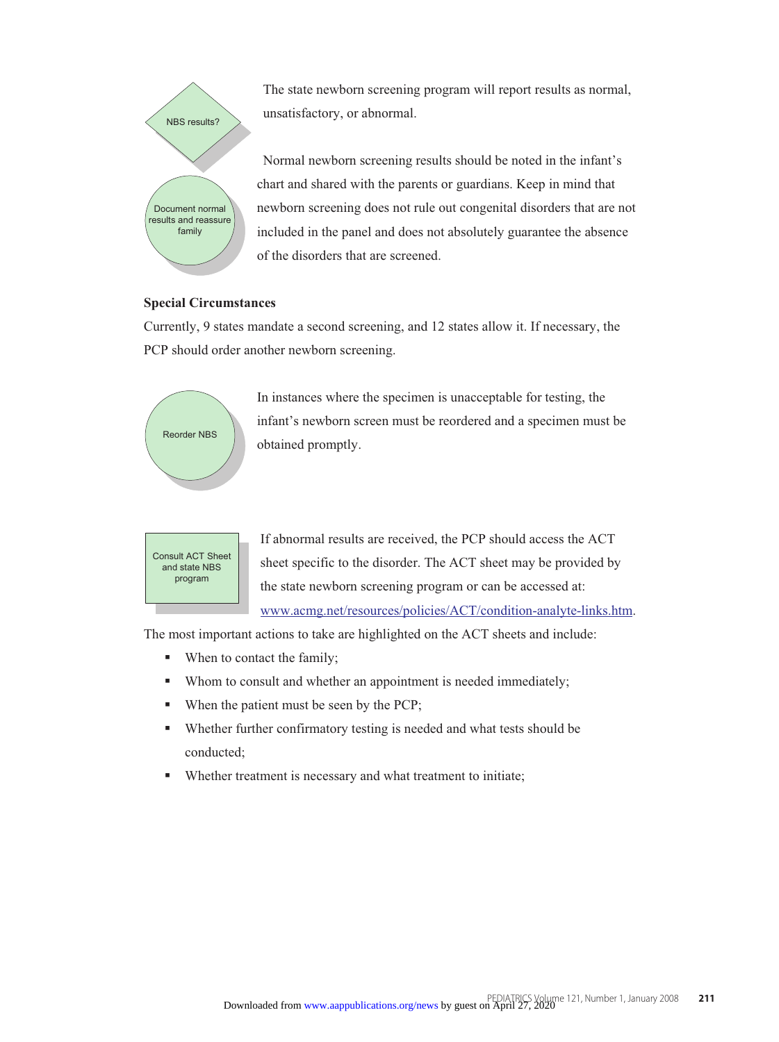NBS results?

The state newborn screening program will report results as normal, unsatisfactory, or abnormal.

Document normal results and reassure family

Normal newborn screening results should be noted in the infant's chart and shared with the parents or guardians. Keep in mind that newborn screening does not rule out congenital disorders that are not included in the panel and does not absolutely guarantee the absence of the disorders that are screened.

**Special Circumstances**

Currently, 9 states mandate a second screening, and 12 states allow it. If necessary, the PCP should order another newborn screening.

Reorder NBS

In instances where the specimen is unacceptable for testing, the infant's newborn screen must be reordered and a specimen must be obtained promptly.

Consult ACT Sheet and state NBS program

If abnormal results are received, the PCP should access the ACT sheet specific to the disorder. The ACT sheet may be provided by the state newborn screening program or can be accessed at: www.acmg.net/resources/policies/ACT/condition-analyte-links.htm.

The most important actions to take are highlighted on the ACT sheets and include:

- When to contact the family;
- Whom to consult and whether an appointment is needed immediately;
- When the patient must be seen by the PCP;
- Whether further confirmatory testing is needed and what tests should be conducted;
- Whether treatment is necessary and what treatment to initiate;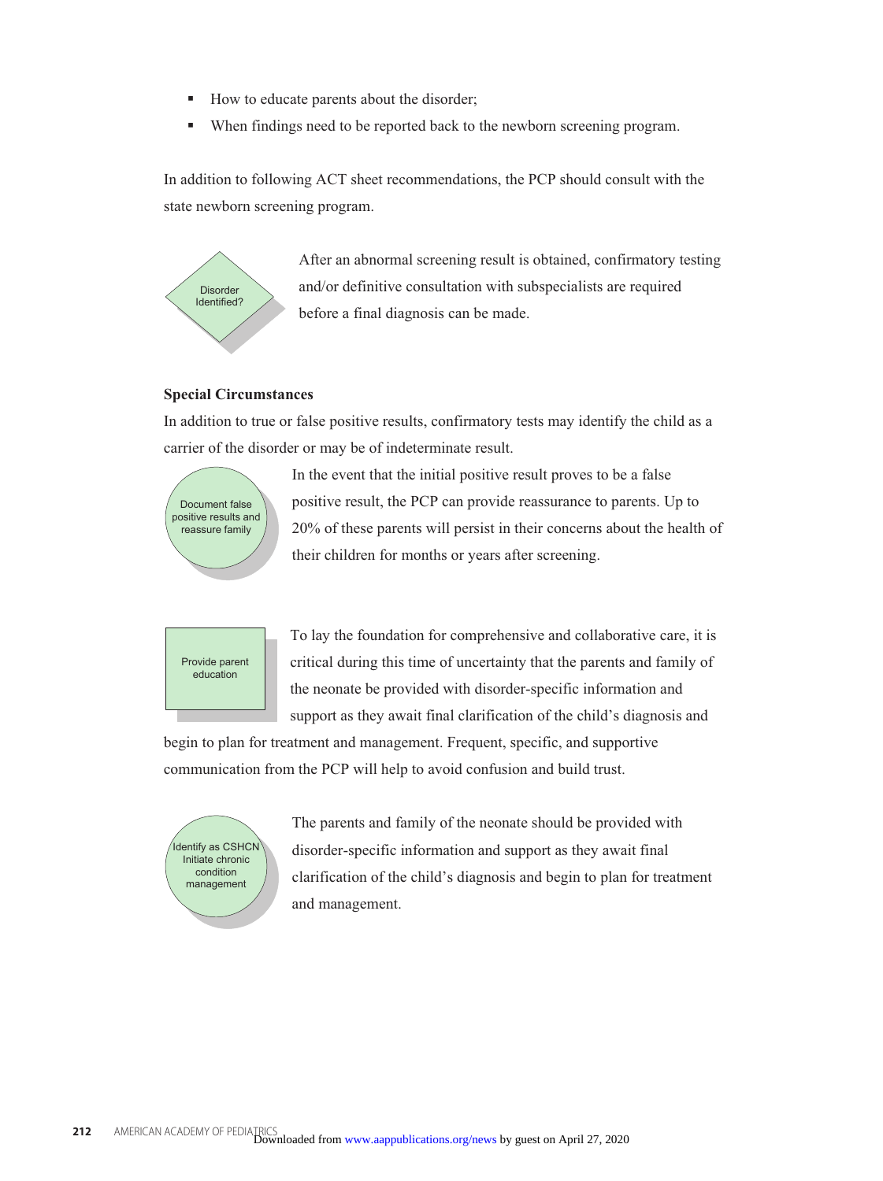- How to educate parents about the disorder;
- When findings need to be reported back to the newborn screening program.

In addition to following ACT sheet recommendations, the PCP should consult with the state newborn screening program.

Disorder Identified?

After an abnormal screening result is obtained, confirmatory testing and/or definitive consultation with subspecialists are required before a final diagnosis can be made.

**Special Circumstances**

In addition to true or false positive results, confirmatory tests may identify the child as a carrier of the disorder or may be of indeterminate result.

Document false positive results and reassure family

In the event that the initial positive result proves to be a false positive result, the PCP can provide reassurance to parents. Up to 20% of these parents will persist in their concerns about the health of their children for months or years after screening.

Provide parent education

To lay the foundation for comprehensive and collaborative care, it is critical during this time of uncertainty that the parents and family of the neonate be provided with disorder-specific information and support as they await final clarification of the child's diagnosis and begin to plan for treatment and management. Frequent, specific, and supportive communication from the PCP will help to avoid confusion and build trust.

Identify as CSHCN Initiate chronic condition management

The parents and family of the neonate should be provided with disorder-specific information and support as they await final clarification of the child's diagnosis and begin to plan for treatment and management.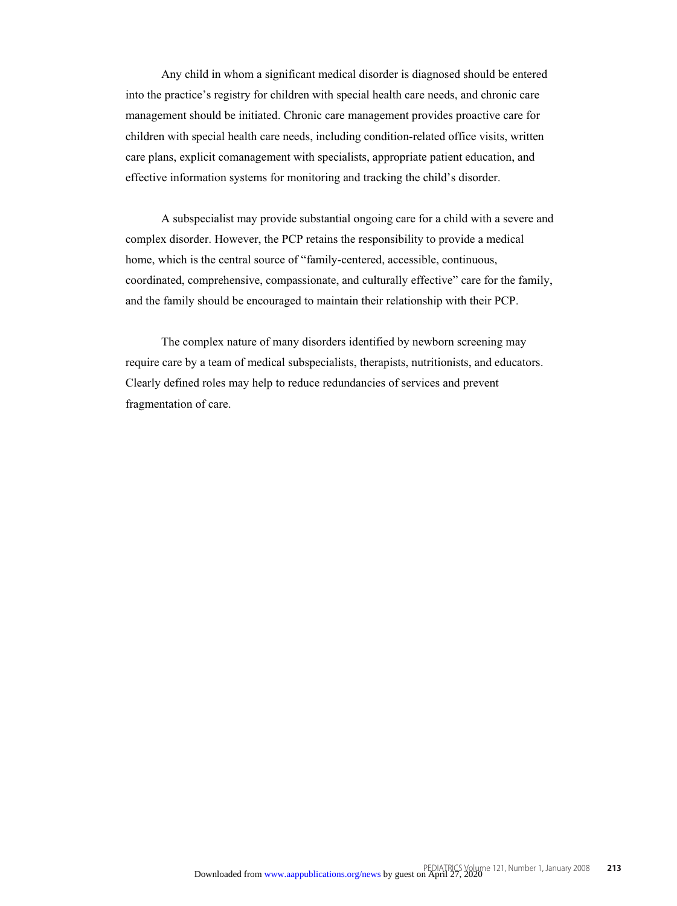Any child in whom a significant medical disorder is diagnosed should be entered into the practice's registry for children with special health care needs, and chronic care management should be initiated. Chronic care management provides proactive care for children with special health care needs, including condition-related office visits, written care plans, explicit comanagement with specialists, appropriate patient education, and effective information systems for monitoring and tracking the child's disorder.

A subspecialist may provide substantial ongoing care for a child with a severe and complex disorder. However, the PCP retains the responsibility to provide a medical home, which is the central source of "family-centered, accessible, continuous, coordinated, comprehensive, compassionate, and culturally effective" care for the family, and the family should be encouraged to maintain their relationship with their PCP.

The complex nature of many disorders identified by newborn screening may require care by a team of medical subspecialists, therapists, nutritionists, and educators. Clearly defined roles may help to reduce redundancies of services and prevent fragmentation of care.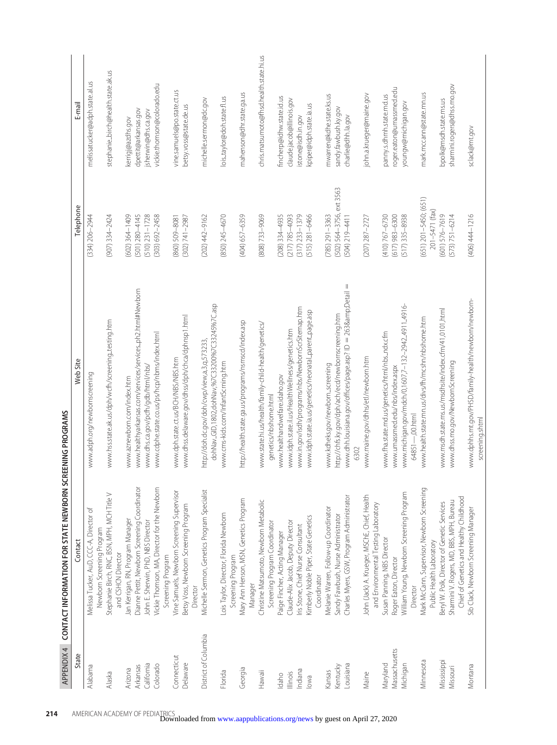## APPENDIX 4 CONTACT INFORMATION FOR STATE NEWBORN SCREENING PROGRAMS

| State | Contact | Web Site | Telephone | E-mail |
|---|---|---|---|---|
| Alabama | Melissa Tucker, AuD, CCC-A, Director of Newborn Screening Program | www.adph.org/newbornscreening | (334) 206–2944 | melissatucker@adph.state.al.us |
| Alaska | Stephanie Birch, RNC, BSN, MPH, MCH Title V and CSHCN Director | www.hss.state.ak.us/dph/wcfh/screening_testing.htm | (907) 334–2424 | stephanie_birch@health.state.ak.us |
| Arizona | Jan Kerrigan, RN, Program Manager | www.aznewborn.com/index.htm | (602) 364–1409 | kerrigj@azdhs.gov |
| Arkansas | Dianne Pettit, Newborn Screening Coordinator | www.healthyarkansas.com/services/services_ph2.html#Newborn | (501) 280–4145 | dpettit@arkansas.gov |
| California | John E. Sherwin, PhD, NBS Director | www.dhs.ca.gov/pcfh/gdb/html/nbs/ | (510) 231–1728 | jsherwin@dhs.ca.gov |
| Colorado | Vickie Thomson, MA, Director for the Newborn Screening Program | www.cdphe.state.co.us/ps/hcp/nbms/index.html | (303) 692–2458 | vickie.thomson@colorado.edu |
| Connecticut | Vine Samuels, Newborn Screening Supervisor | www.dph.state.ct.us/BCH/NBS/NBS.htm | (860) 509–8081 | vine.samuels@po.state.ct.us |
| Delaware | Betsy Voss, Newborn Screening Program Director | www.dhss.delaware.gov/dhss/dph/chca/dphnsp1.html | (302) 741–2987 | betsy.voss@state.de.us |
| District of Columbia | Michelle Sermon, Genetics Program Specialist | http://doh.dc.gov/doh/cwp/view,a,3,q,573233,dohNav_GID,1802,dohNav,%7C33200%7C33245%7C.asp | (202) 442–9162 | michelle.sermon@dc.gov |
| Florida | Lois Taylor, Director, Florida Newborn Screening Program | www.cms-kids.com/InfantScrning.htm | (850) 245–4670 | lois_taylor@doh.state.fl.us |
| Georgia | Mary Ann Henson, MSN, Genetics Program Manager | http://health.state.ga.us/programs/nsmscd/index.asp | (404) 657–6359 | mahenson@dhr.state.ga.us |
| Hawaii | Christine Matsumoto, Newborn Metabolic Screening Program Coordinator | www.state.hi.us/health/family-child-health/genetics/genetics/nbshome.html | (808) 733–9069 | chris.matsumoto@fhsd.health.state.hi.us |
| Idaho | Paige Fincher, Acting Manager | www.healthandwelfare.idaho.gov | (208) 334–4935 | fincherp@idhw.state.id.us |
| Illinois | Claude-Alix Jacob, Deputy Director | www.idph.state.il.us/HealthWellness/genetics.htm | (217) 785–4093 | claude.jacob@illinois.gov |
| Indiana | Iris Stone, Chief Nurse Consultant | www.in.gov/isdh/programs/nbs/NewbornScrSitemap.htm | (317) 233–1379 | istone@isdh.in.gov |
| Iowa | Kimberly Noble Piper, State Genetics Coordinator | www.idph.state.ia.us/genetics/neonatal_parent_page.asp | (515) 281–6466 | kpiper@idph.state.ia.us |
| Kansas | Melanie Warren, Follow-up Coordinator | www.kdheks.gov/newborn_screening | (785) 291–3363 | mwarren@kdhe.state.ks.us |
| Kentucky | Sandy Fawbush, Nurse Administrator | http://chfs.ky.gov/dph/ach/ecd/newbornscreening.htm | (502) 564–3756, ext 3563 | sandy.fawbush@ky.gov |
| Louisiana | Charles Myers, GSW, Program Administrator | www.dhh.louisiana.gov/offices/page.asp?ID = 263&amp;Detail = 6302 | (504) 219–4411 | charlie@dhh.la.gov |
| Maine | John (Jack) A. Krueger, MSChE, Chief, Health and Environmental Testing Laboratory | www.maine.gov/dhhs/etl/newborn.htm | (207) 287–2727 | john.a.krueger@maine.gov |
| Maryland | Susan Panning, NBS Director | www.fha.state.md.us/genetics/html/nbs_ndx.cfm | (410) 767–6730 | panny.s.dhmh.state.md.us |
| Massachusetts | Roger Eaton, Director | www.umassmed.edu/nbs/index.aspx | (617) 983–6300 | roger.eaton@umassmed.edu |
| Michigan | William Young, Newborn Screening Program Director | www.michigan.gov/mdch/0,1607,7–132–2942_4911_4916–64851—,00.html | (517) 335–8938 | youngw@michigan.gov |
| Minnesota | Mark McCann, Supervisor, Newborn Screening Public Health Laboratory | www.health.state.mn.us/divs/fh/mcshn/nbshome.htm | (651) 201–5450; (651) 201–5471 (fax) | mark.mccann@state.mn.us |
| Mississippi | Beryl W. Polk, Director of Genetic Services | www.msdh.state.ms.us/msdhsite/index.cfm/41,0101,html | (601) 576–7619 | bpolk@msdh.state.ms.us |
| Missouri | Sharmini V. Rogers, MD, BBS, MPH, Bureau Chief of Genetics and Healthy Childhood | www.dhss.mo.gov/NewbornScreening | (573) 751–6214 | sharmini.rogers@dhss.mo.gov |
| Montana | Sib Clack, Newborn Screening Manager | www.dphhs.mt.gov/PHSD/family-health/newborn/newborn-screening.shtml | (406) 444–1216 | sclack@mt.gov |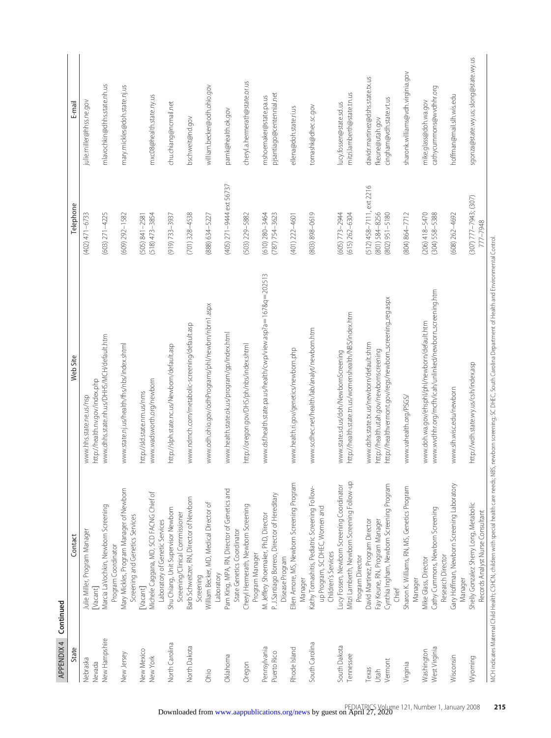APPENDIX 4 Continued

| State | Contact | Web Site | Telephone | E-mail |
|---|---|---|---|---|
| Nebraska | Julie Miller, Program Manager | www.hhs.state.ne.us/nsp | (402) 471–6733 | julie.miller@hhss.ne.gov |
| Nevada | [Vacant] | http://health.nv.gov/index.php | | |
| New Hampshire | Marcia LaVochkin, Newborn Screening Program Coordinator | www.dhhs.state.nh.us/DHHS/MCH/default.htm | (603) 271–4225 | mlavochkin@dhhs.state.nh.us |
| New Jersey | Mary Mickles, Program Manager of Newborn Screening and Genetics Services | www.state.nj.us/health/fhs/nbs/index.shtml | (609) 292–1582 | mary.mickles@doh.state.nj.us |
| New Mexico | [Vacant] | http://sld.state.nm.us/nms | (505) 841–2581 | |
| New York | Michele Caggana, MD, SCD FACNG Chief of Laboratory of Genetic Services | www.wadsworth.org/newborn | (518) 473–3854 | mxc08@health.state.ny.us |
| North Carolina | Shu Chiang, Unit Supervisor Newborn Screening/Clinical Commissioner | http://slph.state.nc.us/Newborn/default.asp | (919) 733–3937 | chu.chiang@ncmail.net |
| North Dakota | Barb Schweitzer, RN, Director of Newborn Screening | www.ndmch.com/metabolic-screening/default.asp | (701) 328–4538 | bschweit@nd.gov |
| Ohio | William Becker, MD, Medical Director of Laboratory | www.odh.ohio.gov/odhPrograms/phl/newbrn/nbrn1.aspx | (888) 634–5227 | william.becker@odh.ohio.gov |
| Oklahoma | Pam King, MPA, RN, Director of Genetics and State Genetics Coordinator | www.health.state.ok.us/program/gp/index.html | (405) 271–9444 ext 56737 | pamk@health.ok.gov |
| Oregon | Cheryl Hermerath, Newborn Screening Program Manager | http://oregon.gov/DHS/ph/nbs/index.shtml | (503) 229–5882 | cheryl.a.hermerath@state.or.us |
| Pennsylvania | M. Jeffery Shoemaker, PhD, Director | www.dsf.health.state.pa.us/health/cwp/view.asp?a=167&q=202513 | (610) 280–3464 | mshoemaker@state.pa.us |
| Puerto Rico | P. J.Santiago Borrero, Director of Hereditary Disease Program | | (787) 754–3623 | pjsantiago@centennial.net |
| Rhode Island | Ellen Amore, MS, Newborn Screening Program Manager | www.health.ri.gov/genetics/newborn.php | (401) 222–4601 | ellena@doh.state.ri.us |
| South Carolina | Kathy Tomashitis, Pediatric Screening Follow-up Program, SC DHEC Women and Children's Services | www.scdhec.net/health/lab/analyt/newborn.htm | (803) 898–0619 | tomashk@dhec.sc.gov |
| South Dakota | Lucy Fossen, Newborn Screening Coordinator | www.state.sd.us/doh/NewbornScreening | (605) 773–2944 | lucy.fossen@state.sd.us |
| Tennessee | Mitzi Lamberth, Newborn Screening Follow-up Program Director | http://health.state.tn.us/womenshealth/NBS/index.htm | (615) 262–6304 | mitzi.lamberth@state.tn.us |
| Texas | David Martinez, Program Director | www.dshs.state.tx.us/newborn/default.shtm | (512) 458–7111, ext 2216 | davidr.martinez@dshs.state.tx.us |
| Utah | Fay Keune, RN, Program Manager | http://health.utah.gov/newbornscreening | (801) 584–8256 | fkeune@utah.gov |
| Vermont | Cynthia Ingham, Newborn Screening Program Chief | http://healthvermont.gov/regs/newborn_screening_reg.aspx | (802) 951–5180 | cingham@vdh.state.vt.us |
| Virginia | Sharon K. Williams, RN, MS, Genetics Program Manager | www.vahealth.org/PSGS/ | (804) 864–7712 | sharonk.williams@vdh.virginia.gov |
| Washington | Mike Glass, Director | www.doh.wa.gov/ehsphl/phl/newborn/default.htm | (206) 418–5470 | mike.glass@doh.wa.gov |
| West Virginia | Cathy Cummons, Newborn Screening Research Director | www.wvdhhr.org/mcfh/icah/unlinked/newborn_screening.htm | (304) 558–5388 | cathycummons@wvdhhr.org |
| Wisconsin | Gary Hoffman, Newborn Screening Laboratory Manager | www.slh.wisc.edu/newborn | (608) 262–4692 | hoffman@mail.slh.wis.edu |
| Wyoming | Shelly Gonzalez Sherry Long, Metabolic Records Analyst Nurse Consultant | http://wdh.state.wy.us/csh/index.asp | (307) 777–7943; (307) 777–7948 | sgonza@state.wy.us; slong@state.wy.us |

MCH indicates Maternal Child Health; CSHCN, children with special health care needs; NBS, newborn screening; SC DHEC, South Carolina Department of Health and Environmental Control.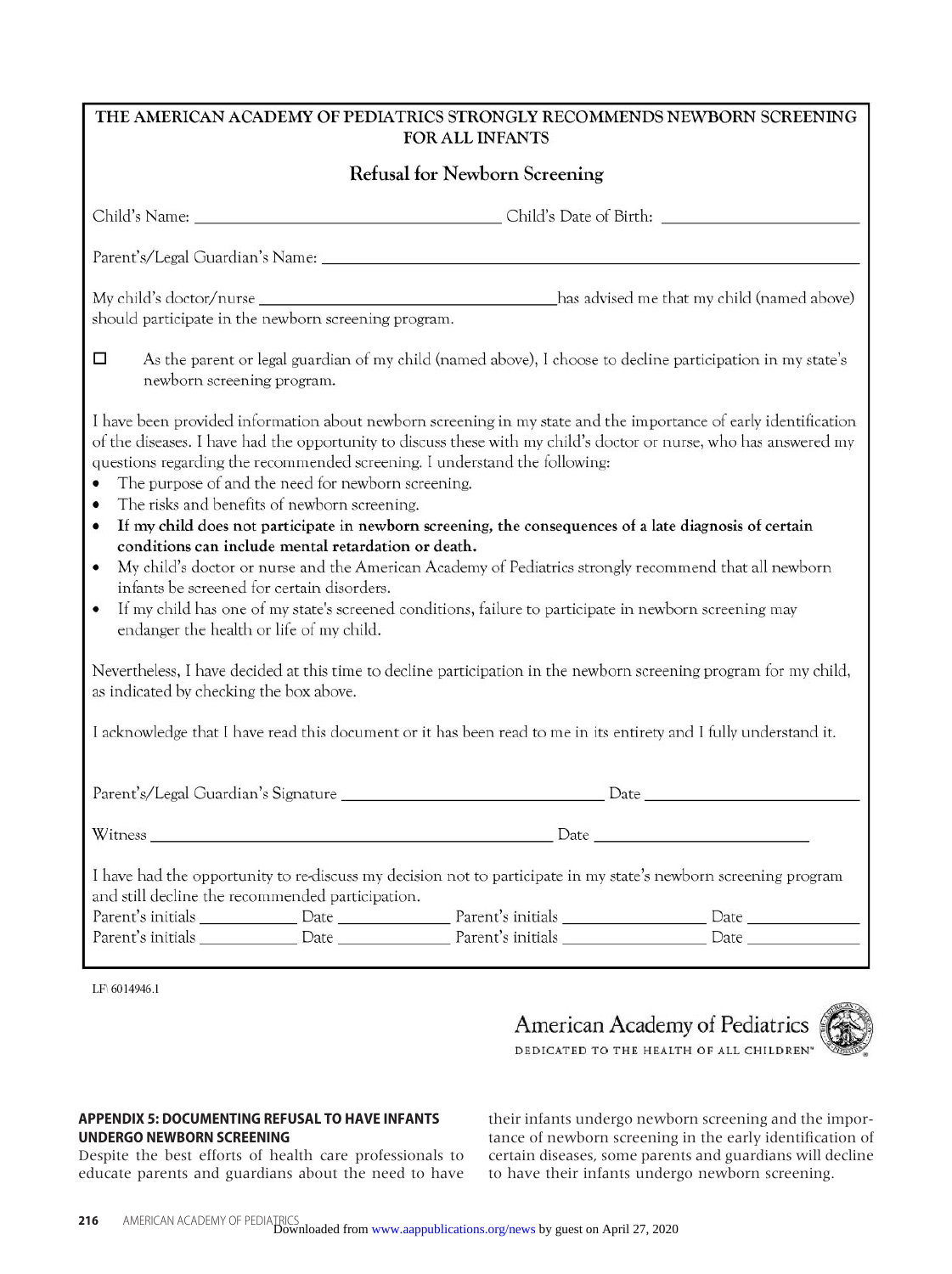**THE AMERICAN ACADEMY OF PEDIATRICS STRONGLY RECOMMENDS NEWBORN SCREENING FOR ALL INFANTS**

## Refusal for Newborn Screening

Child's Name: ______________________________ Child's Date of Birth: ____________________

Parent's/Legal Guardian's Name: ______________________________________________________

My child's doctor/nurse ______________________________ has advised me that my child (named above) should participate in the newborn screening program.

☐ As the parent or legal guardian of my child (named above), I choose to decline participation in my state's newborn screening program.

I have been provided information about newborn screening in my state and the importance of early identification of the diseases. I have had the opportunity to discuss these with my child's doctor or nurse, who has answered my questions regarding the recommended screening. I understand the following:

- The purpose of and the need for newborn screening.
- The risks and benefits of newborn screening.
- **If my child does not participate in newborn screening, the consequences of a late diagnosis of certain conditions can include mental retardation or death.**
- My child's doctor or nurse and the American Academy of Pediatrics strongly recommend that all newborn infants be screened for certain disorders.
- If my child has one of my state's screened conditions, failure to participate in newborn screening may endanger the health or life of my child.

Nevertheless, I have decided at this time to decline participation in the newborn screening program for my child, as indicated by checking the box above.

I acknowledge that I have read this document or it has been read to me in its entirety and I fully understand it.

Parent's/Legal Guardian's Signature ____________________________ Date ____________________

Witness ________________________________________ Date ____________________

I have had the opportunity to re-discuss my decision not to participate in my state's newborn screening program and still decline the recommended participation.

Parent's initials __________ Date __________ Parent's initials ______________ Date __________

Parent's initials __________ Date __________ Parent's initials ______________ Date __________

LF\ 6014946.1

American Academy of Pediatrics
DEDICATED TO THE HEALTH OF ALL CHILDREN™

**APPENDIX 5: DOCUMENTING REFUSAL TO HAVE INFANTS UNDERGO NEWBORN SCREENING**

Despite the best efforts of health care professionals to educate parents and guardians about the need to have their infants undergo newborn screening and the importance of newborn screening in the early identification of certain diseases, some parents and guardians will decline to have their infants undergo newborn screening.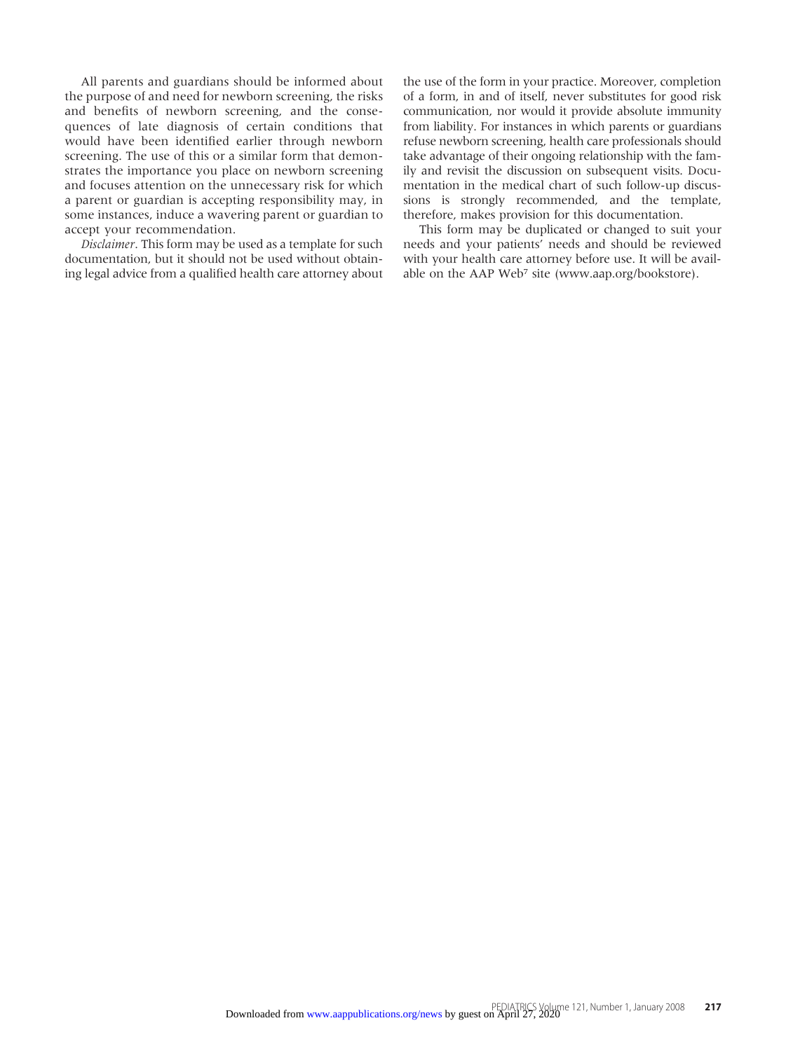All parents and guardians should be informed about the purpose of and need for newborn screening, the risks and benefits of newborn screening, and the consequences of late diagnosis of certain conditions that would have been identified earlier through newborn screening. The use of this or a similar form that demonstrates the importance you place on newborn screening and focuses attention on the unnecessary risk for which a parent or guardian is accepting responsibility may, in some instances, induce a wavering parent or guardian to accept your recommendation.

*Disclaimer*. This form may be used as a template for such documentation, but it should not be used without obtaining legal advice from a qualified health care attorney about the use of the form in your practice. Moreover, completion of a form, in and of itself, never substitutes for good risk communication, nor would it provide absolute immunity from liability. For instances in which parents or guardians refuse newborn screening, health care professionals should take advantage of their ongoing relationship with the family and revisit the discussion on subsequent visits. Documentation in the medical chart of such follow-up discussions is strongly recommended, and the template, therefore, makes provision for this documentation.

This form may be duplicated or changed to suit your needs and your patients' needs and should be reviewed with your health care attorney before use. It will be available on the AAP Web[7] site (www.aap.org/bookstore).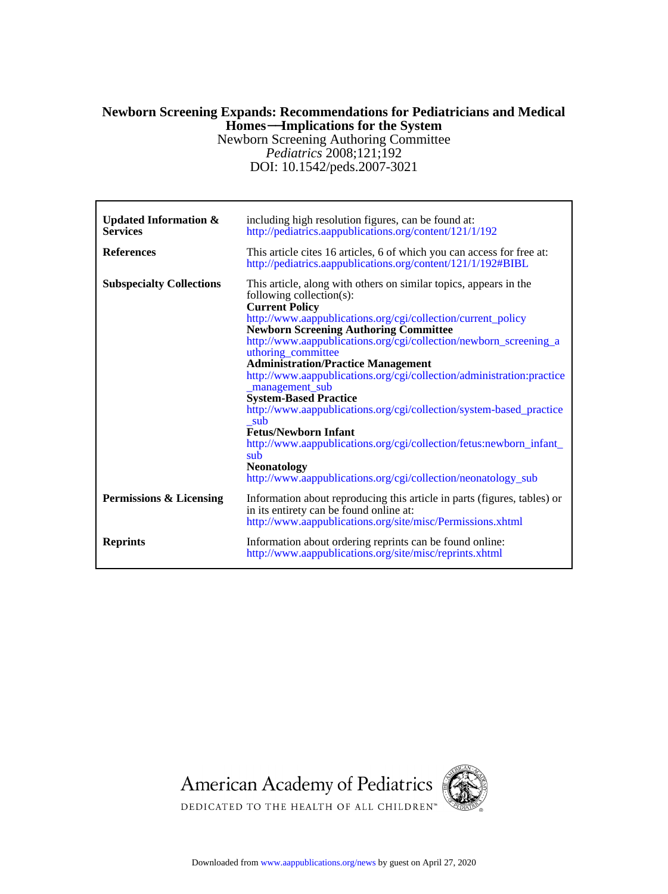**Newborn Screening Expands: Recommendations for Pediatricians and Medical Homes—Implications for the System**

Newborn Screening Authoring Committee

*Pediatrics* 2008;121;192

DOI: 10.1542/peds.2007-3021

| | |
|---|---|
| **Updated Information & Services** | including high resolution figures, can be found at: http://pediatrics.aappublications.org/content/121/1/192 |
| **References** | This article cites 16 articles, 6 of which you can access for free at: http://pediatrics.aappublications.org/content/121/1/192#BIBL |
| **Subspecialty Collections** | This article, along with others on similar topics, appears in the following collection(s): **Current Policy** http://www.aappublications.org/cgi/collection/current_policy **Newborn Screening Authoring Committee** http://www.aappublications.org/cgi/collection/newborn_screening_authoring_committee **Administration/Practice Management** http://www.aappublications.org/cgi/collection/administration:practice_management_sub **System-Based Practice** http://www.aappublications.org/cgi/collection/system-based_practice_sub **Fetus/Newborn Infant** http://www.aappublications.org/cgi/collection/fetus:newborn_infant_sub **Neonatology** http://www.aappublications.org/cgi/collection/neonatology_sub |
| **Permissions & Licensing** | Information about reproducing this article in parts (figures, tables) or in its entirety can be found online at: http://www.aappublications.org/site/misc/Permissions.xhtml |
| **Reprints** | Information about ordering reprints can be found online: http://www.aappublications.org/site/misc/reprints.xhtml |

American Academy of Pediatrics

DEDICATED TO THE HEALTH OF ALL CHILDREN™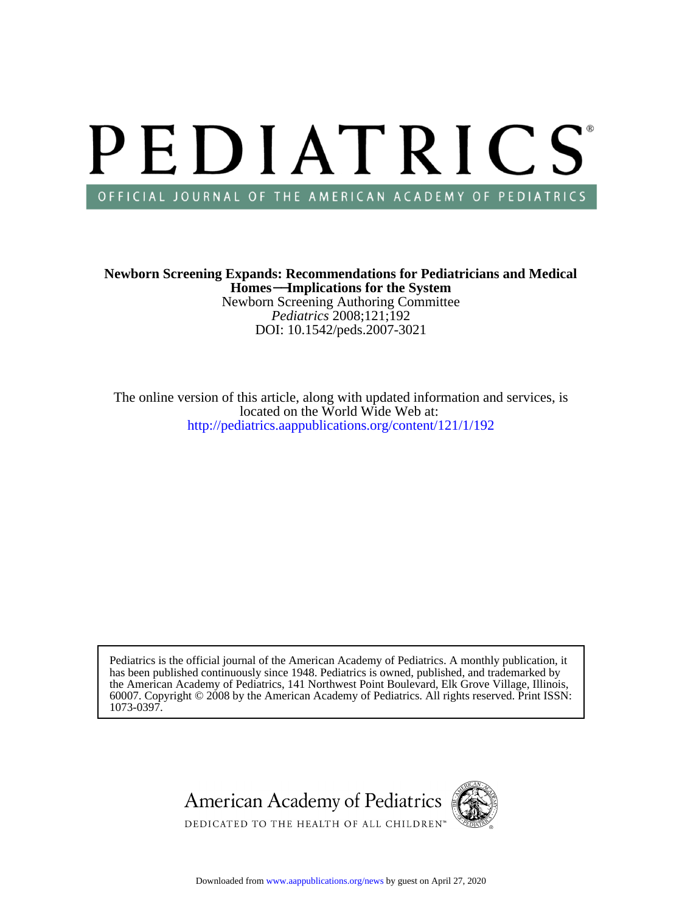# PEDIATRICS

OFFICIAL JOURNAL OF THE AMERICAN ACADEMY OF PEDIATRICS

**Newborn Screening Expands: Recommendations for Pediatricians and Medical Homes—Implications for the System**

Newborn Screening Authoring Committee

*Pediatrics* 2008;121;192

DOI: 10.1542/peds.2007-3021

The online version of this article, along with updated information and services, is located on the World Wide Web at:

http://pediatrics.aappublications.org/content/121/1/192

Pediatrics is the official journal of the American Academy of Pediatrics. A monthly publication, it has been published continuously since 1948. Pediatrics is owned, published, and trademarked by the American Academy of Pediatrics, 141 Northwest Point Boulevard, Elk Grove Village, Illinois, 60007. Copyright © 2008 by the American Academy of Pediatrics. All rights reserved. Print ISSN: 1073-0397.

American Academy of Pediatrics

DEDICATED TO THE HEALTH OF ALL CHILDREN™

Downloaded from www.aappublications.org/news by guest on April 27, 2020